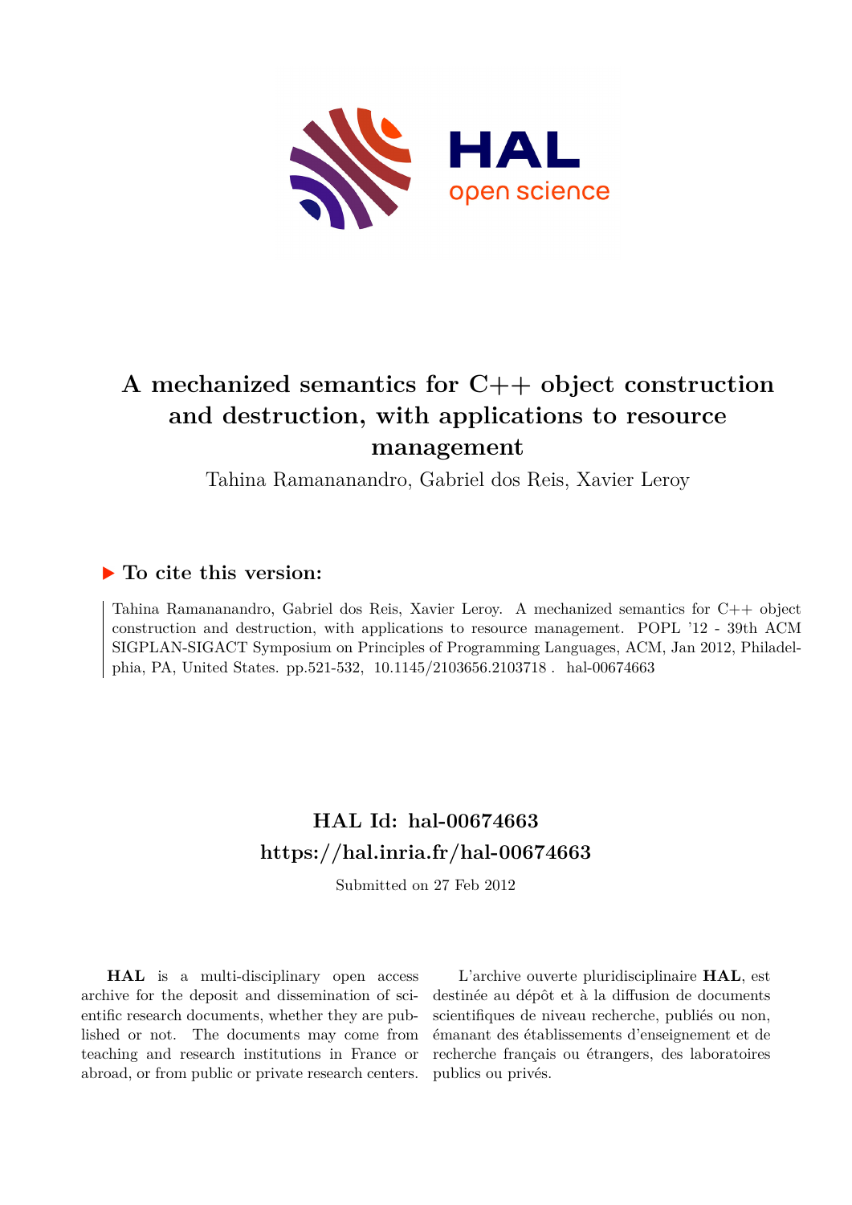# A mechanized semantics for C++ object construction and destruction, with applications to resource management

Tahina Ramananandro, Gabriel dos Reis, Xavier Leroy

## ▶ To cite this version:

Tahina Ramananandro, Gabriel dos Reis, Xavier Leroy. A mechanized semantics for C++ object construction and destruction, with applications to resource management. POPL '12 - 39th ACM SIGPLAN-SIGACT Symposium on Principles of Programming Languages, ACM, Jan 2012, Philadelphia, PA, United States. pp.521-532, 10.1145/2103656.2103718 . hal-00674663

## HAL Id: hal-00674663
## https://hal.inria.fr/hal-00674663

Submitted on 27 Feb 2012

**HAL** is a multi-disciplinary open access archive for the deposit and dissemination of scientific research documents, whether they are published or not. The documents may come from teaching and research institutions in France or abroad, or from public or private research centers.

L'archive ouverte pluridisciplinaire **HAL**, est destinée au dépôt et à la diffusion de documents scientifiques de niveau recherche, publiés ou non, émanant des établissements d'enseignement et de recherche français ou étrangers, des laboratoires publics ou privés.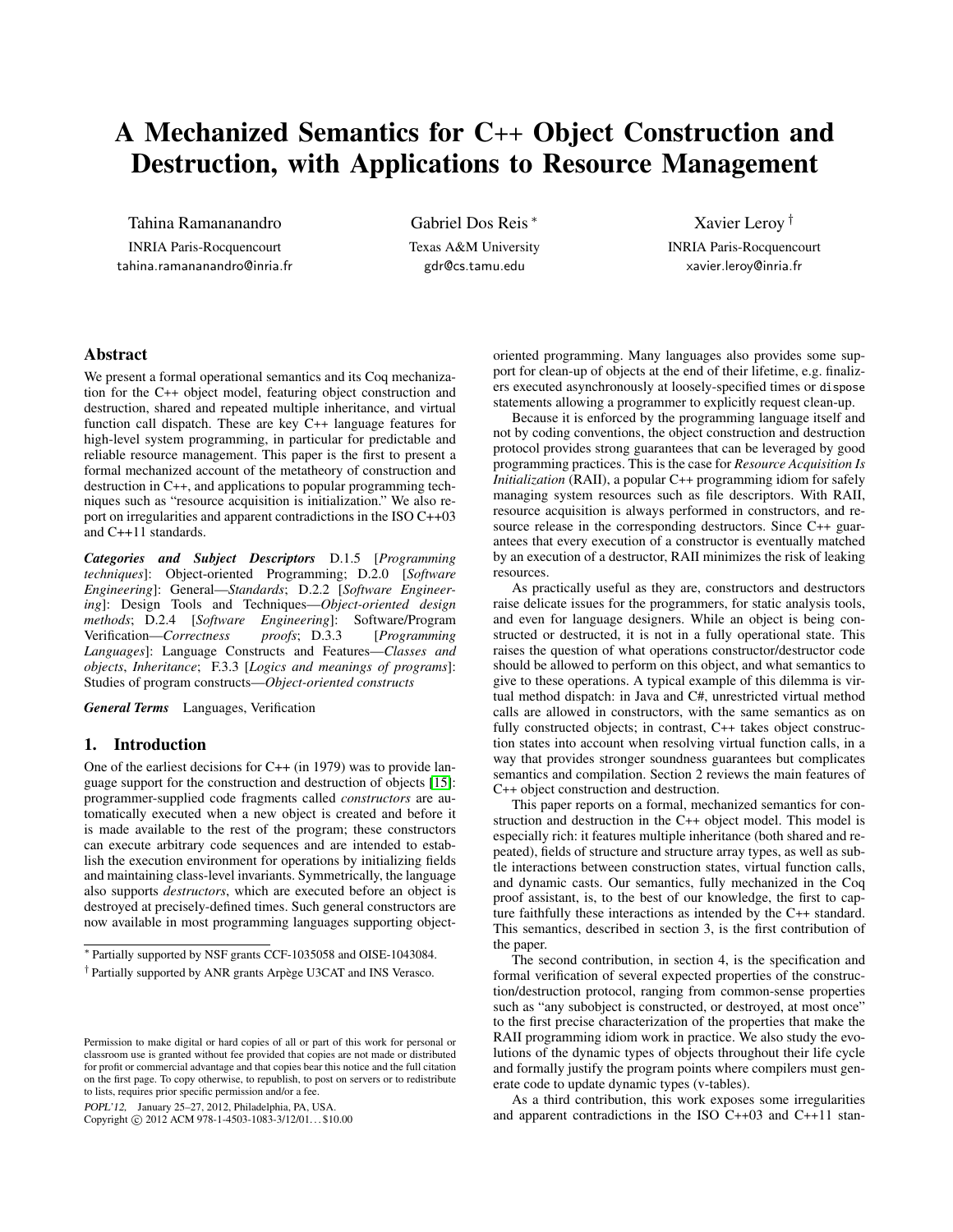# A Mechanized Semantics for C++ Object Construction and Destruction, with Applications to Resource Management

Tahina Ramananandro
INRIA Paris-Rocquencourt
tahina.ramananandro@inria.fr

Gabriel Dos Reis *
Texas A&M University
gdr@cs.tamu.edu

Xavier Leroy †
INRIA Paris-Rocquencourt
xavier.leroy@inria.fr

## Abstract

We present a formal operational semantics and its Coq mechanization for the C++ object model, featuring object construction and destruction, shared and repeated multiple inheritance, and virtual function call dispatch. These are key C++ language features for high-level system programming, in particular for predictable and reliable resource management. This paper is the first to present a formal mechanized account of the metatheory of construction and destruction in C++, and applications to popular programming techniques such as "resource acquisition is initialization." We also report on irregularities and apparent contradictions in the ISO C++03 and C++11 standards.

***Categories and Subject Descriptors*** D.1.5 [*Programming techniques*]: Object-oriented Programming; D.2.0 [*Software Engineering*]: General—*Standards*; D.2.2 [*Software Engineering*]: Design Tools and Techniques—*Object-oriented design methods*; D.2.4 [*Software Engineering*]: Software/Program Verification—*Correctness proofs*; D.3.3 [*Programming Languages*]: Language Constructs and Features—*Classes and objects*, *Inheritance*; F.3.3 [*Logics and meanings of programs*]: Studies of program constructs—*Object-oriented constructs*

***General Terms*** Languages, Verification

## 1. Introduction

One of the earliest decisions for C++ (in 1979) was to provide language support for the construction and destruction of objects [15]: programmer-supplied code fragments called *constructors* are automatically executed when a new object is created and before it is made available to the rest of the program; these constructors can execute arbitrary code sequences and are intended to establish the execution environment for operations by initializing fields and maintaining class-level invariants. Symmetrically, the language also supports *destructors*, which are executed before an object is destroyed at precisely-defined times. Such general constructors are now available in most programming languages supporting object-oriented programming. Many languages also provides some support for clean-up of objects at the end of their lifetime, e.g. finalizers executed asynchronously at loosely-specified times or `dispose` statements allowing a programmer to explicitly request clean-up.

Because it is enforced by the programming language itself and not by coding conventions, the object construction and destruction protocol provides strong guarantees that can be leveraged by good programming practices. This is the case for *Resource Acquisition Is Initialization* (RAII), a popular C++ programming idiom for safely managing system resources such as file descriptors. With RAII, resource acquisition is always performed in constructors, and resource release in the corresponding destructors. Since C++ guarantees that every execution of a constructor is eventually matched by an execution of a destructor, RAII minimizes the risk of leaking resources.

As practically useful as they are, constructors and destructors raise delicate issues for the programmers, for static analysis tools, and even for language designers. While an object is being constructed or destructed, it is not in a fully operational state. This raises the question of what operations constructor/destructor code should be allowed to perform on this object, and what semantics to give to these operations. A typical example of this dilemma is virtual method dispatch: in Java and C#, unrestricted virtual method calls are allowed in constructors, with the same semantics as on fully constructed objects; in contrast, C++ takes object construction states into account when resolving virtual function calls, in a way that provides stronger soundness guarantees but complicates semantics and compilation. Section 2 reviews the main features of C++ object construction and destruction.

This paper reports on a formal, mechanized semantics for construction and destruction in the C++ object model. This model is especially rich: it features multiple inheritance (both shared and repeated), fields of structure and structure array types, as well as subtle interactions between construction states, virtual function calls, and dynamic casts. Our semantics, fully mechanized in the Coq proof assistant, is, to the best of our knowledge, the first to capture faithfully these interactions as intended by the C++ standard. This semantics, described in section 3, is the first contribution of the paper.

The second contribution, in section 4, is the specification and formal verification of several expected properties of the construction/destruction protocol, ranging from common-sense properties such as "any subobject is constructed, or destroyed, at most once" to the first precise characterization of the properties that make the RAII programming idiom work in practice. We also study the evolutions of the dynamic types of objects throughout their life cycle and formally justify the program points where compilers must generate code to update dynamic types (v-tables).

As a third contribution, this work exposes some irregularities and apparent contradictions in the ISO C++03 and C++11 stan-

* Partially supported by NSF grants CCF-1035058 and OISE-1043084.

† Partially supported by ANR grants Arpège U3CAT and INS Verasco.

Permission to make digital or hard copies of all or part of this work for personal or classroom use is granted without fee provided that copies are not made or distributed for profit or commercial advantage and that copies bear this notice and the full citation on the first page. To copy otherwise, to republish, to post on servers or to redistribute to lists, requires prior specific permission and/or a fee.

POPL'12, January 25–27, 2012, Philadelphia, PA, USA.
Copyright © 2012 ACM 978-1-4503-1083-3/12/01... $10.00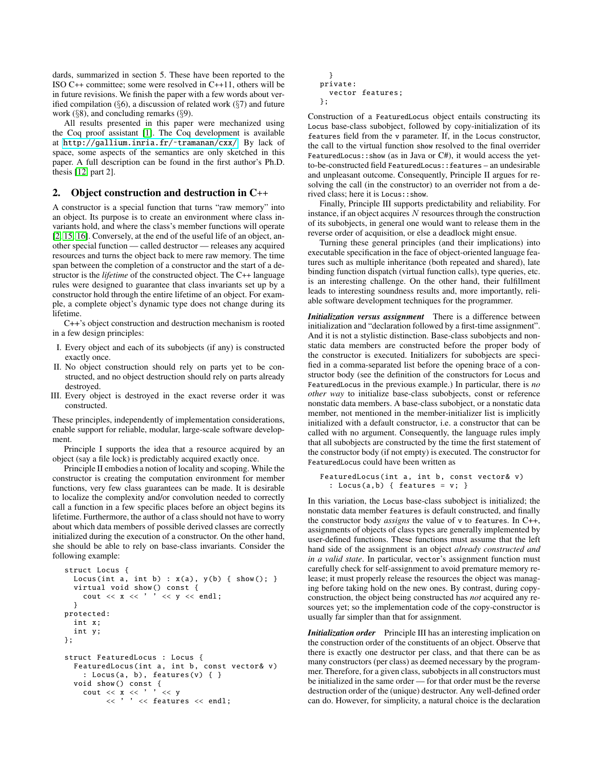dards, summarized in section 5. These have been reported to the ISO C++ committee; some were resolved in C++11, others will be in future revisions. We finish the paper with a few words about verified compilation (§6), a discussion of related work (§7) and future work (§8), and concluding remarks (§9).

All results presented in this paper were mechanized using the Coq proof assistant [1]. The Coq development is available at http://gallium.inria.fr/~tramanan/cxx/. By lack of space, some aspects of the semantics are only sketched in this paper. A full description can be found in the first author's Ph.D. thesis [12, part 2].

## 2. Object construction and destruction in C++

A constructor is a special function that turns "raw memory" into an object. Its purpose is to create an environment where class invariants hold, and where the class's member functions will operate [2, 15, 16]. Conversely, at the end of the useful life of an object, another special function — called destructor — releases any acquired resources and turns the object back to mere raw memory. The time span between the completion of a constructor and the start of a destructor is the *lifetime* of the constructed object. The C++ language rules were designed to guarantee that class invariants set up by a constructor hold through the entire lifetime of an object. For example, a complete object's dynamic type does not change during its lifetime.

C++'s object construction and destruction mechanism is rooted in a few design principles:

I. Every object and each of its subobjects (if any) is constructed exactly once.
II. No object construction should rely on parts yet to be constructed, and no object destruction should rely on parts already destroyed.
III. Every object is destroyed in the exact reverse order it was constructed.

These principles, independently of implementation considerations, enable support for reliable, modular, large-scale software development.

Principle I supports the idea that a resource acquired by an object (say a file lock) is predictably acquired exactly once.

Principle II embodies a notion of locality and scoping. While the constructor is creating the computation environment for member functions, very few class guarantees can be made. It is desirable to localize the complexity and/or convolution needed to correctly call a function in a few specific places before an object begins its lifetime. Furthermore, the author of a class should not have to worry about which data members of possible derived classes are correctly initialized during the execution of a constructor. On the other hand, she should be able to rely on base-class invariants. Consider the following example:

```
struct Locus {
  Locus(int a, int b) : x(a), y(b) { show(); }
  virtual void show() const {
    cout << x << ' ' << y << endl;
  }
protected:
  int x;
  int y;
};

struct FeaturedLocus : Locus {
  FeaturedLocus(int a, int b, const vector& v)
    : Locus(a, b), features(v) { }
  void show() const {
    cout << x << ' ' << y
         << ' ' << features << endl;
  }
private:
  vector features;
};
```

Construction of a `FeaturedLocus` object entails constructing its `Locus` base-class subobject, followed by copy-initialization of its `features` field from the `v` parameter. If, in the `Locus` constructor, the call to the virtual function `show` resolved to the final overrider `FeaturedLocus::show` (as in Java or C#), it would access the yet-to-be-constructed field `FeaturedLocus::features` – an undesirable and unpleasant outcome. Consequently, Principle II argues for resolving the call (in the constructor) to an overrider not from a derived class; here it is `Locus::show`.

Finally, Principle III supports predictability and reliability. For instance, if an object acquires $N$ resources through the construction of its subobjects, in general one would want to release them in the reverse order of acquisition, or else a deadlock might ensue.

Turning these general principles (and their implications) into executable specification in the face of object-oriented language features such as multiple inheritance (both repeated and shared), late binding function dispatch (virtual function calls), type queries, etc. is an interesting challenge. On the other hand, their fulfillment leads to interesting soundness results and, more importantly, reliable software development techniques for the programmer.

***Initialization versus assignment*** There is a difference between initialization and "declaration followed by a first-time assignment". And it is not a stylistic distinction. Base-class subobjects and nonstatic data members are constructed before the proper body of the constructor is executed. Initializers for subobjects are specified in a comma-separated list before the opening brace of a constructor body (see the definition of the constructors for `Locus` and `FeaturedLocus` in the previous example.) In particular, there is *no other way* to initialize base-class subobjects, const or reference nonstatic data members. A base-class subobject, or a nonstatic data member, not mentioned in the member-initializer list is implicitly initialized with a default constructor, i.e. a constructor that can be called with no argument. Consequently, the language rules imply that all subobjects are constructed by the time the first statement of the constructor body (if not empty) is executed. The constructor for `FeaturedLocus` could have been written as

```
FeaturedLocus(int a, int b, const vector& v)
  : Locus(a,b) { features = v; }
```

In this variation, the `Locus` base-class subobject is initialized; the nonstatic data member `features` is default constructed, and finally the constructor body *assigns* the value of `v` to `features`. In C++, assignments of objects of class types are generally implemented by user-defined functions. These functions must assume that the left hand side of the assignment is an object *already constructed and in a valid state*. In particular, `vector`'s assignment function must carefully check for self-assignment to avoid premature memory release; it must properly release the resources the object was managing before taking hold on the new ones. By contrast, during copy-construction, the object being constructed has *not* acquired any resources yet; so the implementation code of the copy-constructor is usually far simpler than that for assignment.

***Initialization order*** Principle III has an interesting implication on the construction order of the constituents of an object. Observe that there is exactly one destructor per class, and that there can be as many constructors (per class) as deemed necessary by the programmer. Therefore, for a given class, subobjects in all constructors must be initialized in the same order — for that order must be the reverse destruction order of the (unique) destructor. Any well-defined order can do. However, for simplicity, a natural choice is the declaration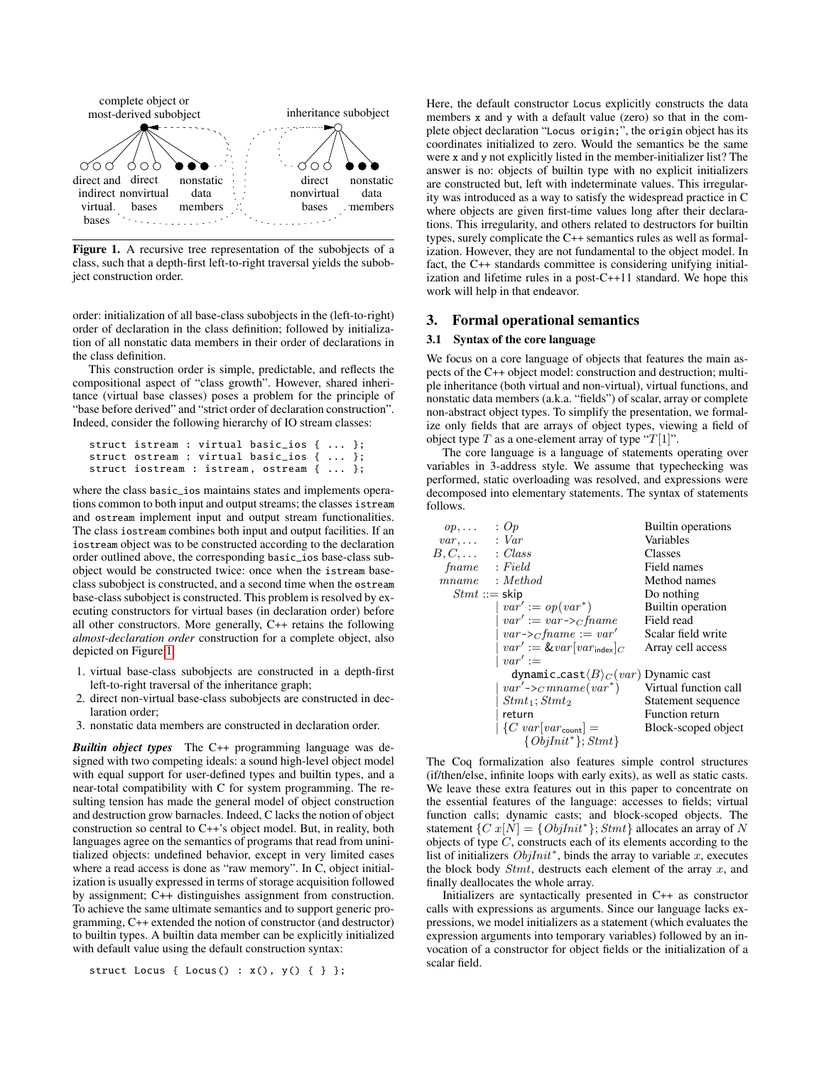complete object or most-derived subobject

inheritance subobject

direct and indirect virtual bases | direct nonvirtual bases | nonstatic data members | direct nonvirtual bases | nonstatic data members

**Figure 1.** A recursive tree representation of the subobjects of a class, such that a depth-first left-to-right traversal yields the subobject construction order.

order: initialization of all base-class subobjects in the (left-to-right) order of declaration in the class definition; followed by initialization of all nonstatic data members in their order of declarations in the class definition.

This construction order is simple, predictable, and reflects the compositional aspect of "class growth". However, shared inheritance (virtual base classes) poses a problem for the principle of "base before derived" and "strict order of declaration construction". Indeed, consider the following hierarchy of IO stream classes:

```
struct istream : virtual basic_ios { ... };
struct ostream : virtual basic_ios { ... };
struct iostream : istream, ostream { ... };
```

where the class `basic_ios` maintains states and implements operations common to both input and output streams; the classes `istream` and `ostream` implement input and output stream functionalities. The class `iostream` combines both input and output facilities. If an `iostream` object was to be constructed according to the declaration order outlined above, the corresponding `basic_ios` base-class subobject would be constructed twice: once when the `istream` base-class subobject is constructed, and a second time when the `ostream` base-class subobject is constructed. This problem is resolved by executing constructors for virtual bases (in declaration order) before all other constructors. More generally, C++ retains the following *almost-declaration order* construction for a complete object, also depicted on Figure 1:

1. virtual base-class subobjects are constructed in a depth-first left-to-right traversal of the inheritance graph;
2. direct non-virtual base-class subobjects are constructed in declaration order;
3. nonstatic data members are constructed in declaration order.

***Builtin object types*** The C++ programming language was designed with two competing ideals: a sound high-level object model with equal support for user-defined types and builtin types, and a near-total compatibility with C for system programming. The resulting tension has made the general model of object construction and destruction grow barnacles. Indeed, C lacks the notion of object construction so central to C++'s object model. But, in reality, both languages agree on the semantics of programs that read from uninitialized objects: undefined behavior, except in very limited cases where a read access is done as "raw memory". In C, object initialization is usually expressed in terms of storage acquisition followed by assignment; C++ distinguishes assignment from construction. To achieve the same ultimate semantics and to support generic programming, C++ extended the notion of constructor (and destructor) to builtin types. A builtin data member can be explicitly initialized with default value using the default construction syntax:

```
struct Locus { Locus() : x(), y() { } };
```

Here, the default constructor `Locus` explicitly constructs the data members `x` and `y` with a default value (zero) so that in the complete object declaration "`Locus origin;`", the `origin` object has its coordinates initialized to zero. Would the semantics be the same were `x` and `y` not explicitly listed in the member-initializer list? The answer is no: objects of builtin type with no explicit initializers are constructed but, left with indeterminate values. This irregularity was introduced as a way to satisfy the widespread practice in C where objects are given first-time values long after their declarations. This irregularity, and others related to destructors for builtin types, surely complicate the C++ semantics rules as well as formalization. However, they are not fundamental to the object model. In fact, the C++ standards committee is considering unifying initialization and lifetime rules in a post-C++11 standard. We hope this work will help in that endeavor.

## 3. Formal operational semantics

### 3.1 Syntax of the core language

We focus on a core language of objects that features the main aspects of the C++ object model: construction and destruction; multiple inheritance (both virtual and non-virtual), virtual functions, and nonstatic data members (a.k.a. "fields") of scalar, array or complete non-abstract object types. To simplify the presentation, we formalize only fields that are arrays of object types, viewing a field of object type $T$ as a one-element array of type "$T[1]$".

The core language is a language of statements operating over variables in 3-address style. We assume that typechecking was performed, static overloading was resolved, and expressions were decomposed into elementary statements. The syntax of statements follows.

| | | |
|---|---|---|
| $op, \ldots$ | $: Op$ | Builtin operations |
| $var, \ldots$ | $: Var$ | Variables |
| $B, C, \ldots$ | $: Class$ | Classes |
| $fname$ | $: Field$ | Field names |
| $mname$ | $: Method$ | Method names |
| $Stmt ::=$ | $\mathsf{skip}$ | Do nothing |
| | $\mid var' := op(var^*)$ | Builtin operation |
| | $\mid var' := var\text{->}_C fname$ | Field read |
| | $\mid var\text{->}_C fname := var'$ | Scalar field write |
| | $\mid var' := \&var[var_{\mathsf{index}}]_C$ | Array cell access |
| | $\mid var' := \mathtt{dynamic\_cast}\langle B\rangle_C(var)$ | Dynamic cast |
| | $\mid var'\text{->}_C mname(var^*)$ | Virtual function call |
| | $\mid Stmt_1; Stmt_2$ | Statement sequence |
| | $\mid \mathsf{return}$ | Function return |
| | $\mid \{C\ var[var_{\mathsf{count}}] = \{ObjInit^*\}; Stmt\}$ | Block-scoped object |

The Coq formalization also features simple control structures (if/then/else, infinite loops with early exits), as well as static casts. We leave these extra features out in this paper to concentrate on the essential features of the language: accesses to fields; virtual function calls; dynamic casts; and block-scoped objects. The statement $\{C\ x[N] = \{ObjInit^*\}; Stmt\}$ allocates an array of $N$ objects of type $C$, constructs each of its elements according to the list of initializers $ObjInit^*$, binds the array to variable $x$, executes the block body $Stmt$, destructs each element of the array $x$, and finally deallocates the whole array.

Initializers are syntactically presented in C++ as constructor calls with expressions as arguments. Since our language lacks expressions, we model initializers as a statement (which evaluates the expression arguments into temporary variables) followed by an invocation of a constructor for object fields or the initialization of a scalar field.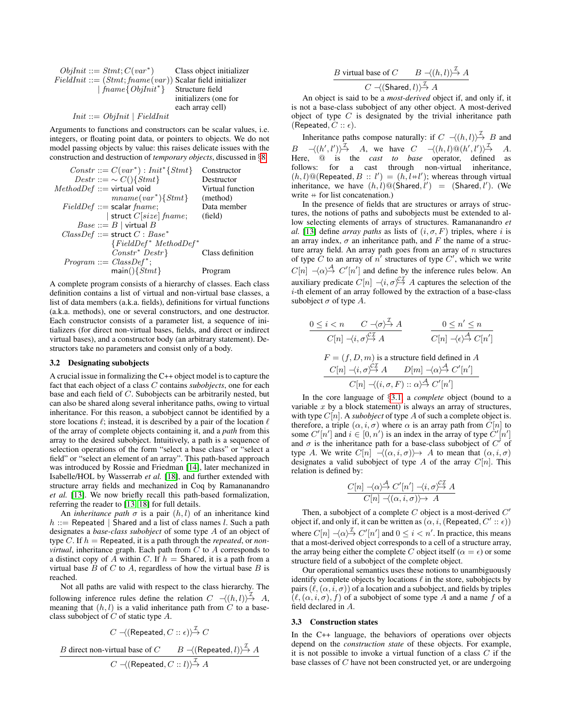$$
\begin{array}{lll}
\mathit{ObjInit} ::= \mathit{Stmt}; C(\mathit{var}^*) & & \text{Class object initializer} \\
\mathit{FieldInit} ::= (\mathit{Stmt}; \mathit{fname}(\mathit{var})) & & \text{Scalar field initializer} \\
\quad \mid \mathit{fname}\{\mathit{ObjInit}^*\} & & \text{Structure field initializers (one for each array cell)} \\
\mathit{Init} ::= \mathit{ObjInit} \mid \mathit{FieldInit} & &
\end{array}
$$

Arguments to functions and constructors can be scalar values, i.e. integers, or floating point data, or pointers to objects. We do not model passing objects by value: this raises delicate issues with the construction and destruction of *temporary objects*, discussed in §8.

$$
\begin{array}{lll}
\mathit{Constr} ::= C(\mathit{var}^*) : \mathit{Init}^*\{\mathit{Stmt}\} & & \text{Constructor} \\
\mathit{Destr} ::= \sim C()\{\mathit{Stmt}\} & & \text{Destructor} \\
\mathit{MethodDef} ::= \mathsf{virtual\ void} & & \text{Virtual function} \\
\quad \mathit{mname}(\mathit{var}^*)\{\mathit{Stmt}\} & & \text{(method)} \\
\mathit{FieldDef} ::= \mathsf{scalar}\ \mathit{fname}; & & \text{Data member} \\
\quad \mid \mathsf{struct}\ C[\mathit{size}]\ \mathit{fname}; & & \text{(field)} \\
\mathit{Base} ::= B \mid \mathsf{virtual}\ B & & \\
\mathit{ClassDef} ::= \mathsf{struct}\ C : \mathit{Base}^* & & \\
\quad \{\mathit{FieldDef}^*\ \mathit{MethodDef}^* & & \\
\quad \mathit{Constr}^*\ \mathit{Destr}\} & & \text{Class definition} \\
\mathit{Program} ::= \mathit{ClassDef}^*; & & \\
\quad \mathsf{main}()\{\mathit{Stmt}\} & & \text{Program}
\end{array}
$$

A complete program consists of a hierarchy of classes. Each class definition contains a list of virtual and non-virtual base classes, a list of data members (a.k.a. fields), definitions for virtual functions (a.k.a. methods), one or several constructors, and one destructor. Each constructor consists of a parameter list, a sequence of initializers (for direct non-virtual bases, fields, and direct or indirect virtual bases), and a constructor body (an arbitrary statement). Destructors take no parameters and consist only of a body.

### 3.2 Designating subobjects

A crucial issue in formalizing the C++ object model is to capture the fact that each object of a class $C$ contains *subobjects*, one for each base and each field of $C$. Subobjects can be arbitrarily nested, but can also be shared along several inheritance paths, owing to virtual inheritance. For this reason, a subobject cannot be identified by a store locations $\ell$; instead, it is described by a pair of the location $\ell$ of the array of complete objects containing it, and a *path* from this array to the desired subobject. Intuitively, a path is a sequence of selection operations of the form "select a base class" or "select a field" or "select an element of an array". This path-based approach was introduced by Rossie and Friedman [14], later mechanized in Isabelle/HOL by Wasserrab *et al.* [18], and further extended with structure array fields and mechanized in Coq by Ramananandro *et al.* [13]. We now briefly recall this path-based formalization, referring the reader to [13, 18] for full details.

An *inheritance path* $\sigma$ is a pair $(h, l)$ of an inheritance kind $h ::= \mathsf{Repeated} \mid \mathsf{Shared}$ and a list of class names $l$. Such a path designates a *base-class subobject* of some type $A$ of an object of type $C$. If $h = \mathsf{Repeated}$, it is a path through the *repeated*, or *non-virtual*, inheritance graph. Each path from $C$ to $A$ corresponds to a distinct copy of $A$ within $C$. If $h = \mathsf{Shared}$, it is a path from a virtual base $B$ of $C$ to $A$, regardless of how the virtual base $B$ is reached.

Not all paths are valid with respect to the class hierarchy. The following inference rules define the relation $C \prec\!\langle (h,l) \rangle\!\overset{\mathcal{I}}{\succ} A$, meaning that $(h,l)$ is a valid inheritance path from $C$ to a base-class subobject of $C$ of static type $A$.

$$
C \prec\!\langle (\mathsf{Repeated}, C :: \epsilon) \rangle\!\overset{\mathcal{I}}{\succ} C
$$

$$
\frac{B \text{ direct non-virtual base of } C \qquad B \prec\!\langle (\mathsf{Repeated}, l) \rangle\!\overset{\mathcal{I}}{\succ} A}{C \prec\!\langle (\mathsf{Repeated}, C :: l) \rangle\!\overset{\mathcal{I}}{\succ} A}
$$

$$
\frac{B \text{ virtual base of } C \qquad B \prec\!\langle (h, l) \rangle\!\overset{\mathcal{I}}{\succ} A}{C \prec\!\langle (\mathsf{Shared}, l) \rangle\!\overset{\mathcal{I}}{\succ} A}
$$

An object is said to be a *most-derived* object if, and only if, it is not a base-class subobject of any other object. A most-derived object of type $C$ is designated by the trivial inheritance path $(\mathsf{Repeated}, C :: \epsilon)$.

Inheritance paths compose naturally: if $C \prec\!\langle (h,l) \rangle\!\overset{\mathcal{I}}{\succ} B$ and $B \prec\!\langle (h',l') \rangle\!\overset{\mathcal{I}}{\succ} A$, we have $C \prec\!\langle (h,l) @ (h',l') \rangle\!\overset{\mathcal{I}}{\succ} A$. Here, $@$ is the *cast to base* operator, defined as follows: for a cast through non-virtual inheritance, $(h,l) @ (\mathsf{Repeated}, B :: l') = (h, l + l')$; whereas through virtual inheritance, we have $(h,l) @ (\mathsf{Shared}, l') = (\mathsf{Shared}, l')$. (We write $+$ for list concatenation.)

In the presence of fields that are structures or arrays of structures, the notions of paths and subobjects must be extended to allow designating elements of arrays of structures. Ramananandro *et al.* [13] define *array paths* as lists of $(i, \sigma, F)$ triples, where $i$ is an array index, $\sigma$ an inheritance path, and $F$ the name of a structure array field. An array path goes from an array of $n$ structures of type $C$ to an array of $n'$ structures of type $C'$, which we write $C[n] \prec\!\langle \alpha \rangle\!\overset{\mathcal{A}}{\succ} C'[n']$ and define by the inference rules below. An auxiliary predicate $C[n] \prec\!\langle i, \sigma \rangle\!\overset{\mathcal{CI}}{\succ} A$ captures the selection of the $i$-th element of an array followed by the extraction of a base-class subobject $\sigma$ of type $A$.

$$
\frac{0 \le i < n \qquad C \prec\!\langle \sigma \rangle\!\overset{\mathcal{I}}{\succ} A}{C[n] \prec\!\langle i, \sigma \rangle\!\overset{\mathcal{CI}}{\succ} A}
\qquad
\frac{0 \le n' \le n}{C[n] \prec\!\langle \epsilon \rangle\!\overset{\mathcal{A}}{\succ} C[n']}
$$

$$
\frac{F = (f, D, m) \text{ is a structure field defined in } A \qquad C[n] \prec\!\langle i, \sigma \rangle\!\overset{\mathcal{CI}}{\succ} A \qquad D[m] \prec\!\langle \alpha \rangle\!\overset{\mathcal{A}}{\succ} C'[n']}{C[n] \prec\!\langle (i, \sigma, F) :: \alpha \rangle\!\overset{\mathcal{A}}{\succ} C'[n']}
$$

In the core language of §3.1, a *complete* object (bound to a variable $x$ by a block statement) is always an array of structures, with type $C[n]$. A *subobject* of type $A$ of such a complete object is. therefore, a triple $(\alpha, i, \sigma)$ where $\alpha$ is an array path from $C[n]$ to some $C'[n']$ and $i \in [0, n')$ is an index in the array of type $C'[n']$ and $\sigma$ is the inheritance path for a base-class subobject of $C'$ of type $A$. We write $C[n] \prec\!\langle (\alpha, i, \sigma) \rangle\!\succ A$ to mean that $(\alpha, i, \sigma)$ designates a valid subobject of type $A$ of the array $C[n]$. This relation is defined by:

$$
\frac{C[n] \prec\!\langle \alpha \rangle\!\overset{\mathcal{A}}{\succ} C'[n'] \prec\!\langle i, \sigma \rangle\!\overset{\mathcal{CI}}{\succ} A}{C[n] \prec\!\langle (\alpha, i, \sigma) \rangle\!\succ A}
$$

Then, a subobject of a complete $C$ object is a most-derived $C'$ object if, and only if, it can be written as $(\alpha, i, (\mathsf{Repeated}, C' :: \epsilon))$ where $C[n] \prec\!\langle \alpha \rangle\!\overset{\mathcal{I}}{\succ} C'[n']$ and $0 \le i < n'$. In practice, this means that a most-derived object corresponds to a cell of a structure array, the array being either the complete $C$ object itself ($\alpha = \epsilon$) or some structure field of a subobject of the complete object.

Our operational semantics uses these notions to unambiguously identify complete objects by locations $\ell$ in the store, subobjects by pairs $(\ell, (\alpha, i, \sigma))$ of a location and a subobject, and fields by triples $(\ell, (\alpha, i, \sigma), f)$ of a subobject of some type $A$ and a name $f$ of a field declared in $A$.

### 3.3 Construction states

In the C++ language, the behaviors of operations over objects depend on the *construction state* of these objects. For example, it is not possible to invoke a virtual function of a class $C$ if the base classes of $C$ have not been constructed yet, or are undergoing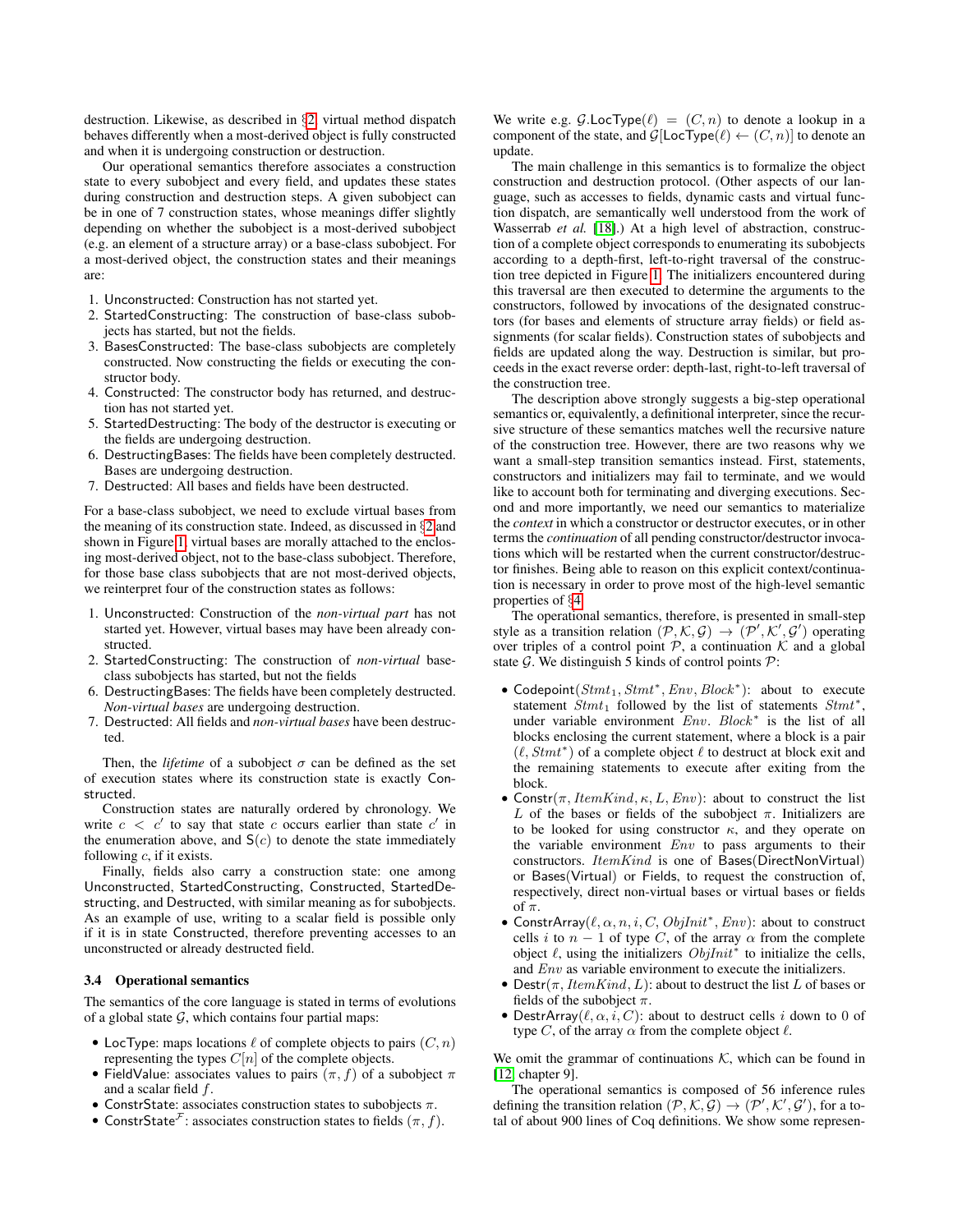destruction. Likewise, as described in §2, virtual method dispatch behaves differently when a most-derived object is fully constructed and when it is undergoing construction or destruction.

Our operational semantics therefore associates a construction state to every subobject and every field, and updates these states during construction and destruction steps. A given subobject can be in one of 7 construction states, whose meanings differ slightly depending on whether the subobject is a most-derived subobject (e.g. an element of a structure array) or a base-class subobject. For a most-derived object, the construction states and their meanings are:

1. Unconstructed: Construction has not started yet.
2. StartedConstructing: The construction of base-class subobjects has started, but not the fields.
3. BasesConstructed: The base-class subobjects are completely constructed. Now constructing the fields or executing the constructor body.
4. Constructed: The constructor body has returned, and destruction has not started yet.
5. StartedDestructing: The body of the destructor is executing or the fields are undergoing destruction.
6. DestructingBases: The fields have been completely destructed. Bases are undergoing destruction.
7. Destructed: All bases and fields have been destructed.

For a base-class subobject, we need to exclude virtual bases from the meaning of its construction state. Indeed, as discussed in §2 and shown in Figure 1, virtual bases are morally attached to the enclosing most-derived object, not to the base-class subobject. Therefore, for those base class subobjects that are not most-derived objects, we reinterpret four of the construction states as follows:

1. Unconstructed: Construction of the *non-virtual part* has not started yet. However, virtual bases may have been already constructed.
2. StartedConstructing: The construction of *non-virtual* base-class subobjects has started, but not the fields
6. DestructingBases: The fields have been completely destructed. *Non-virtual bases* are undergoing destruction.
7. Destructed: All fields and *non-virtual bases* have been destructed.

Then, the *lifetime* of a subobject $\sigma$ can be defined as the set of execution states where its construction state is exactly Constructed.

Construction states are naturally ordered by chronology. We write $c < c'$ to say that state $c$ occurs earlier than state $c'$ in the enumeration above, and $\mathsf{S}(c)$ to denote the state immediately following $c$, if it exists.

Finally, fields also carry a construction state: one among Unconstructed, StartedConstructing, Constructed, StartedDestructing, and Destructed, with similar meaning as for subobjects. As an example of use, writing to a scalar field is possible only if it is in state Constructed, therefore preventing accesses to an unconstructed or already destructed field.

### 3.4 Operational semantics

The semantics of the core language is stated in terms of evolutions of a global state $\mathcal{G}$, which contains four partial maps:

- LocType: maps locations $\ell$ of complete objects to pairs $(C, n)$ representing the types $C[n]$ of the complete objects.
- FieldValue: associates values to pairs $(\pi, f)$ of a subobject $\pi$ and a scalar field $f$.
- ConstrState: associates construction states to subobjects $\pi$.
- $\mathsf{ConstrState}^{\mathcal{F}}$: associates construction states to fields $(\pi, f)$.

We write e.g. $\mathcal{G}.\mathsf{LocType}(\ell) = (C, n)$ to denote a lookup in a component of the state, and $\mathcal{G}[\mathsf{LocType}(\ell) \leftarrow (C, n)]$ to denote an update.

The main challenge in this semantics is to formalize the object construction and destruction protocol. (Other aspects of our language, such as accesses to fields, dynamic casts and virtual function dispatch, are semantically well understood from the work of Wasserrab *et al.* [18].) At a high level of abstraction, construction of a complete object corresponds to enumerating its subobjects according to a depth-first, left-to-right traversal of the construction tree depicted in Figure 1. The initializers encountered during this traversal are then executed to determine the arguments to the constructors, followed by invocations of the designated constructors (for bases and elements of structure array fields) or field assignments (for scalar fields). Construction states of subobjects and fields are updated along the way. Destruction is similar, but proceeds in the exact reverse order: depth-last, right-to-left traversal of the construction tree.

The description above strongly suggests a big-step operational semantics or, equivalently, a definitional interpreter, since the recursive structure of these semantics matches well the recursive nature of the construction tree. However, there are two reasons why we want a small-step transition semantics instead. First, statements, constructors and initializers may fail to terminate, and we would like to account both for terminating and diverging executions. Second and more importantly, we need our semantics to materialize the *context* in which a constructor or destructor executes, or in other terms the *continuation* of all pending constructor/destructor invocations which will be restarted when the current constructor/destructor finishes. Being able to reason on this explicit context/continuation is necessary in order to prove most of the high-level semantic properties of §4.

The operational semantics, therefore, is presented in small-step style as a transition relation $(\mathcal{P}, \mathcal{K}, \mathcal{G}) \to (\mathcal{P}', \mathcal{K}', \mathcal{G}')$ operating over triples of a control point $\mathcal{P}$, a continuation $\mathcal{K}$ and a global state $\mathcal{G}$. We distinguish 5 kinds of control points $\mathcal{P}$:

- $\mathsf{Codepoint}(\mathit{Stmt}_1, \mathit{Stmt}^*, \mathit{Env}, \mathit{Block}^*)$: about to execute statement $\mathit{Stmt}_1$ followed by the list of statements $\mathit{Stmt}^*$, under variable environment $\mathit{Env}$. $\mathit{Block}^*$ is the list of all blocks enclosing the current statement, where a block is a pair $(\ell, \mathit{Stmt}^*)$ of a complete object $\ell$ to destruct at block exit and the remaining statements to execute after exiting from the block.
- $\mathsf{Constr}(\pi, \mathit{ItemKind}, \kappa, L, \mathit{Env})$: about to construct the list $L$ of the bases or fields of the subobject $\pi$. Initializers are to be looked for using constructor $\kappa$, and they operate on the variable environment $\mathit{Env}$ to pass arguments to their constructors. $\mathit{ItemKind}$ is one of Bases(DirectNonVirtual) or Bases(Virtual) or Fields, to request the construction of, respectively, direct non-virtual bases or virtual bases or fields of $\pi$.
- $\mathsf{ConstrArray}(\ell, \alpha, n, i, C, \mathit{ObjInit}^*, \mathit{Env})$: about to construct cells $i$ to $n - 1$ of type $C$, of the array $\alpha$ from the complete object $\ell$, using the initializers $\mathit{ObjInit}^*$ to initialize the cells, and $\mathit{Env}$ as variable environment to execute the initializers.
- $\mathsf{Destr}(\pi, \mathit{ItemKind}, L)$: about to destruct the list $L$ of bases or fields of the subobject $\pi$.
- $\mathsf{DestrArray}(\ell, \alpha, i, C)$: about to destruct cells $i$ down to 0 of type $C$, of the array $\alpha$ from the complete object $\ell$.

We omit the grammar of continuations $\mathcal{K}$, which can be found in [12, chapter 9].

The operational semantics is composed of 56 inference rules defining the transition relation $(\mathcal{P}, \mathcal{K}, \mathcal{G}) \to (\mathcal{P}', \mathcal{K}', \mathcal{G}')$, for a total of about 900 lines of Coq definitions. We show some represen-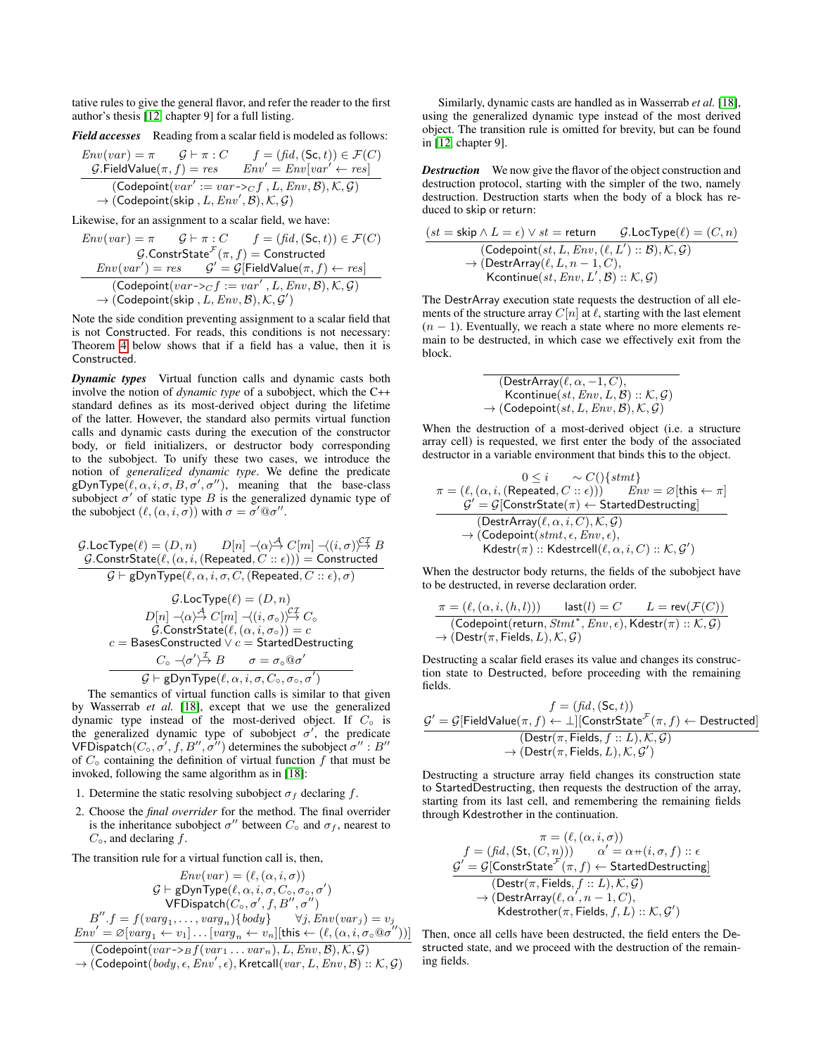tative rules to give the general flavor, and refer the reader to the first author's thesis [12, chapter 9] for a full listing.

***Field accesses*** Reading from a scalar field is modeled as follows:

$$\frac{\begin{array}{c} Env(var) = \pi \qquad \mathcal{G} \vdash \pi : C \qquad f = (fid, (\mathsf{Sc}, t)) \in \mathcal{F}(C) \\ \mathcal{G}.\mathsf{FieldValue}(\pi, f) = res \qquad Env' = Env[var' \leftarrow res] \end{array}}{\begin{array}{c}(\mathsf{Codepoint}(var' := var\text{->}_C f \,, L, Env, \mathcal{B}), \mathcal{K}, \mathcal{G}) \\ \to (\mathsf{Codepoint}(\mathsf{skip} \,, L, Env', \mathcal{B}), \mathcal{K}, \mathcal{G})\end{array}}$$

Likewise, for an assignment to a scalar field, we have:

$$\frac{\begin{array}{c} Env(var) = \pi \qquad \mathcal{G} \vdash \pi : C \qquad f = (fid, (\mathsf{Sc}, t)) \in \mathcal{F}(C) \\ \mathcal{G}.\mathsf{ConstrState}^{\mathcal{F}}(\pi, f) = \mathsf{Constructed} \\ Env(var') = res \qquad \mathcal{G}' = \mathcal{G}[\mathsf{FieldValue}(\pi, f) \leftarrow res] \end{array}}{\begin{array}{c}(\mathsf{Codepoint}(var\text{->}_C f := var' \,, L, Env, \mathcal{B}), \mathcal{K}, \mathcal{G}) \\ \to (\mathsf{Codepoint}(\mathsf{skip} \,, L, Env, \mathcal{B}), \mathcal{K}, \mathcal{G}')\end{array}}$$

Note the side condition preventing assignment to a scalar field that is not Constructed. For reads, this conditions is not necessary: Theorem 4 below shows that if a field has a value, then it is Constructed.

***Dynamic types*** Virtual function calls and dynamic casts both involve the notion of *dynamic type* of a subobject, which the C++ standard defines as its most-derived object during the lifetime of the latter. However, the standard also permits virtual function calls and dynamic casts during the execution of the constructor body, or field initializers, or destructor body corresponding to the subobject. To unify these two cases, we introduce the notion of *generalized dynamic type*. We define the predicate $\mathsf{gDynType}(\ell, \alpha, i, \sigma, B, \sigma', \sigma'')$, meaning that the base-class subobject $\sigma'$ of static type $B$ is the generalized dynamic type of the subobject $(\ell, (\alpha, i, \sigma))$ with $\sigma = \sigma'@\sigma''$.

$$\frac{\begin{array}{c} \mathcal{G}.\mathsf{LocType}(\ell) = (D, n) \qquad D[n] \prec\!\langle \alpha \rangle\!\overset{\mathcal{A}}{\succ} C[m] \prec\!\langle (i, \sigma) \rangle\!\overset{\mathcal{CI}}{\succ} B \\ \mathcal{G}.\mathsf{ConstrState}(\ell, (\alpha, i, (\mathsf{Repeated}, C :: \epsilon))) = \mathsf{Constructed} \end{array}}{\mathcal{G} \vdash \mathsf{gDynType}(\ell, \alpha, i, \sigma, C, (\mathsf{Repeated}, C :: \epsilon), \sigma)}$$

$$\frac{\begin{array}{c} \mathcal{G}.\mathsf{LocType}(\ell) = (D, n) \\ D[n] \prec\!\langle \alpha \rangle\!\overset{\mathcal{A}}{\succ} C[m] \prec\!\langle (i, \sigma_\circ) \rangle\!\overset{\mathcal{CI}}{\succ} C_\circ \\ \mathcal{G}.\mathsf{ConstrState}(\ell, (\alpha, i, \sigma_\circ)) = c \\ c = \mathsf{BasesConstructed} \lor c = \mathsf{StartedDestructing} \\ C_\circ \prec\!\langle \sigma' \rangle\!\overset{\mathcal{I}}{\succ} B \qquad \sigma = \sigma_\circ @ \sigma' \end{array}}{\mathcal{G} \vdash \mathsf{gDynType}(\ell, \alpha, i, \sigma, C_\circ, \sigma_\circ, \sigma')}$$

The semantics of virtual function calls is similar to that given by Wasserrab *et al.* [18], except that we use the generalized dynamic type instead of the most-derived object. If $C_\circ$ is the generalized dynamic type of subobject $\sigma'$, the predicate $\mathsf{VFDispatch}(C_\circ, \sigma', f, B'', \sigma'')$ determines the subobject $\sigma'' : B''$ of $C_\circ$ containing the definition of virtual function $f$ that must be invoked, following the same algorithm as in [18]:

1. Determine the static resolving subobject $\sigma_f$ declaring $f$.
2. Choose the *final overrider* for the method. The final overrider is the inheritance subobject $\sigma''$ between $C_\circ$ and $\sigma_f$, nearest to $C_\circ$, and declaring $f$.

The transition rule for a virtual function call is, then,

$$\frac{\begin{array}{c} Env(var) = (\ell, (\alpha, i, \sigma)) \\ \mathcal{G} \vdash \mathsf{gDynType}(\ell, \alpha, i, \sigma, C_\circ, \sigma_\circ, \sigma') \\ \mathsf{VFDispatch}(C_\circ, \sigma', f, B'', \sigma'') \\ B''.f = f(varg_1, \ldots, varg_n)\{body\} \qquad \forall j, Env(var_j) = v_j \\ Env' = \varnothing[varg_1 \leftarrow v_1] \ldots [varg_n \leftarrow v_n][\mathsf{this} \leftarrow (\ell, (\alpha, i, \sigma_\circ @ \sigma''))] \end{array}}{\begin{array}{c}(\mathsf{Codepoint}(var\text{->}_B f(var_1 \ldots var_n), L, Env, \mathcal{B}), \mathcal{K}, \mathcal{G}) \\ \to (\mathsf{Codepoint}(body, \epsilon, Env', \epsilon), \mathsf{Kretcall}(var, L, Env, \mathcal{B}) :: \mathcal{K}, \mathcal{G})\end{array}}$$

Similarly, dynamic casts are handled as in Wasserrab *et al.* [18], using the generalized dynamic type instead of the most derived object. The transition rule is omitted for brevity, but can be found in [12, chapter 9].

***Destruction*** We now give the flavor of the object construction and destruction protocol, starting with the simpler of the two, namely destruction. Destruction starts when the body of a block has reduced to skip or return:

$$\frac{(st = \mathsf{skip} \land L = \epsilon) \lor st = \mathsf{return} \qquad \mathcal{G}.\mathsf{LocType}(\ell) = (C, n)}{\begin{array}{c}(\mathsf{Codepoint}(st, L, Env, (\ell, L') :: \mathcal{B}), \mathcal{K}, \mathcal{G}) \\ \to (\mathsf{DestrArray}(\ell, L, n-1, C), \\ \mathsf{Kcontinue}(st, Env, L', \mathcal{B}) :: \mathcal{K}, \mathcal{G})\end{array}}$$

The DestrArray execution state requests the destruction of all elements of the structure array $C[n]$ at $\ell$, starting with the last element $(n-1)$. Eventually, we reach a state where no more elements remain to be destructed, in which case we effectively exit from the block.

$$\frac{}{\begin{array}{c}(\mathsf{DestrArray}(\ell, \alpha, -1, C), \\ \mathsf{Kcontinue}(st, Env, L, \mathcal{B}) :: \mathcal{K}, \mathcal{G}) \\ \to (\mathsf{Codepoint}(st, L, Env, \mathcal{B}), \mathcal{K}, \mathcal{G})\end{array}}$$

When the destruction of a most-derived object (i.e. a structure array cell) is requested, we first enter the body of the associated destructor in a variable environment that binds this to the object.

$$\frac{\begin{array}{c} 0 \le i \qquad \sim C()\{stmt\} \\ \pi = (\ell, (\alpha, i, (\mathsf{Repeated}, C :: \epsilon))) \qquad Env = \varnothing[\mathsf{this} \leftarrow \pi] \\ \mathcal{G}' = \mathcal{G}[\mathsf{ConstrState}(\pi) \leftarrow \mathsf{StartedDestructing}] \end{array}}{\begin{array}{c}(\mathsf{DestrArray}(\ell, \alpha, i, C), \mathcal{K}, \mathcal{G}) \\ \to (\mathsf{Codepoint}(stmt, \epsilon, Env, \epsilon), \\ \mathsf{Kdestr}(\pi) :: \mathsf{Kdestrcell}(\ell, \alpha, i, C) :: \mathcal{K}, \mathcal{G}')\end{array}}$$

When the destructor body returns, the fields of the subobject have to be destructed, in reverse declaration order.

$$\frac{\pi = (\ell, (\alpha, i, (h, l))) \qquad \mathsf{last}(l) = C \qquad L = \mathsf{rev}(\mathcal{F}(C))}{\begin{array}{c}(\mathsf{Codepoint}(\mathsf{return}, Stmt^*, Env, \epsilon), \mathsf{Kdestr}(\pi) :: \mathcal{K}, \mathcal{G}) \\ \to (\mathsf{Destr}(\pi, \mathsf{Fields}, L), \mathcal{K}, \mathcal{G})\end{array}}$$

Destructing a scalar field erases its value and changes its construction state to Destructed, before proceeding with the remaining fields.

$$\frac{\begin{array}{c} f = (fid, (\mathsf{Sc}, t)) \\ \mathcal{G}' = \mathcal{G}[\mathsf{FieldValue}(\pi, f) \leftarrow \bot][\mathsf{ConstrState}^{\mathcal{F}}(\pi, f) \leftarrow \mathsf{Destructed}] \end{array}}{\begin{array}{c}(\mathsf{Destr}(\pi, \mathsf{Fields}, f :: L), \mathcal{K}, \mathcal{G}) \\ \to (\mathsf{Destr}(\pi, \mathsf{Fields}, L), \mathcal{K}, \mathcal{G}')\end{array}}$$

Destructing a structure array field changes its construction state to StartedDestructing, then requests the destruction of the array, starting from its last cell, and remembering the remaining fields through Kdestrother in the continuation.

$$\frac{\begin{array}{c} \pi = (\ell, (\alpha, i, \sigma)) \\ f = (fid, (\mathsf{St}, (C, n))) \qquad \alpha' = \alpha +\!\!+ (i, \sigma, f) :: \epsilon \\ \mathcal{G}' = \mathcal{G}[\mathsf{ConstrState}^{\mathcal{F}}(\pi, f) \leftarrow \mathsf{StartedDestructing}] \end{array}}{\begin{array}{c}(\mathsf{Destr}(\pi, \mathsf{Fields}, f :: L), \mathcal{K}, \mathcal{G}) \\ \to (\mathsf{DestrArray}(\ell, \alpha', n-1, C), \\ \mathsf{Kdestrother}(\pi, \mathsf{Fields}, f, L) :: \mathcal{K}, \mathcal{G}')\end{array}}$$

Then, once all cells have been destructed, the field enters the Destructed state, and we proceed with the destruction of the remaining fields.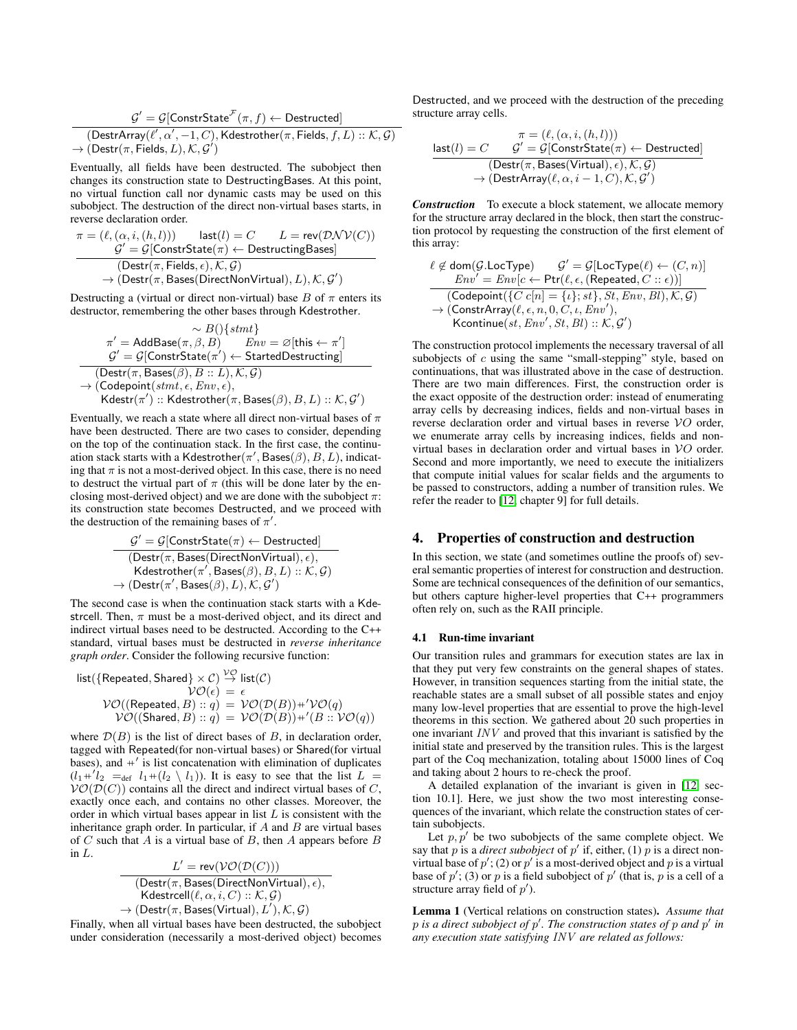$$\frac{\mathcal{G}' = \mathcal{G}[\mathsf{ConstrState}^{\mathcal{F}}(\pi, f) \leftarrow \mathsf{Destructed}]}{\begin{array}{l}(\mathsf{DestrArray}(\ell', \alpha', -1, C), \mathsf{Kdestrother}(\pi, \mathsf{Fields}, f, L) :: \mathcal{K}, \mathcal{G}) \\ \to (\mathsf{Destr}(\pi, \mathsf{Fields}, L), \mathcal{K}, \mathcal{G}')\end{array}}$$

Eventually, all fields have been destructed. The subobject then changes its construction state to DestructingBases. At this point, no virtual function call nor dynamic casts may be used on this subobject. The destruction of the direct non-virtual bases starts, in reverse declaration order.

$$\frac{\begin{array}{c}\pi = (\ell, (\alpha, i, (h, l))) \qquad \mathsf{last}(l) = C \qquad L = \mathsf{rev}(\mathcal{DNV}(C)) \\ \mathcal{G}' = \mathcal{G}[\mathsf{ConstrState}(\pi) \leftarrow \mathsf{DestructingBases}]\end{array}}{\begin{array}{l}(\mathsf{Destr}(\pi, \mathsf{Fields}, \epsilon), \mathcal{K}, \mathcal{G}) \\ \quad \to (\mathsf{Destr}(\pi, \mathsf{Bases}(\mathsf{DirectNonVirtual}), L), \mathcal{K}, \mathcal{G}')\end{array}}$$

Destructing a (virtual or direct non-virtual) base $B$ of $\pi$ enters its destructor, remembering the other bases through Kdestrother.

$$\frac{\begin{array}{c}\sim B()\{stmt\} \\ \pi' = \mathsf{AddBase}(\pi, \beta, B) \qquad Env = \varnothing[\mathsf{this} \leftarrow \pi'] \\ \mathcal{G}' = \mathcal{G}[\mathsf{ConstrState}(\pi') \leftarrow \mathsf{StartedDestructing}]\end{array}}{\begin{array}{l}(\mathsf{Destr}(\pi, \mathsf{Bases}(\beta), B :: L), \mathcal{K}, \mathcal{G}) \\ \to (\mathsf{Codepoint}(stmt, \epsilon, Env, \epsilon), \\ \quad \mathsf{Kdestr}(\pi') :: \mathsf{Kdestrother}(\pi, \mathsf{Bases}(\beta), B, L) :: \mathcal{K}, \mathcal{G}')\end{array}}$$

Eventually, we reach a state where all direct non-virtual bases of $\pi$ have been destructed. There are two cases to consider, depending on the top of the continuation stack. In the first case, the continuation stack starts with a $\mathsf{Kdestrother}(\pi', \mathsf{Bases}(\beta), B, L)$, indicating that $\pi$ is not a most-derived object. In this case, there is no need to destruct the virtual part of $\pi$ (this will be done later by the enclosing most-derived object) and we are done with the subobject $\pi$: its construction state becomes Destructed, and we proceed with the destruction of the remaining bases of $\pi'$.

$$\frac{\mathcal{G}' = \mathcal{G}[\mathsf{ConstrState}(\pi) \leftarrow \mathsf{Destructed}]}{\begin{array}{l}(\mathsf{Destr}(\pi, \mathsf{Bases}(\mathsf{DirectNonVirtual}), \epsilon), \\ \quad \mathsf{Kdestrother}(\pi', \mathsf{Bases}(\beta), B, L) :: \mathcal{K}, \mathcal{G}) \\ \to (\mathsf{Destr}(\pi', \mathsf{Bases}(\beta), L), \mathcal{K}, \mathcal{G}')\end{array}}$$

The second case is when the continuation stack starts with a Kdestrcell. Then, $\pi$ must be a most-derived object, and its direct and indirect virtual bases need to be destructed. According to the C++ standard, virtual bases must be destructed in *reverse inheritance graph order*. Consider the following recursive function:

$$\begin{array}{rcl}\mathsf{list}(\{\mathsf{Repeated}, \mathsf{Shared}\} \times \mathcal{C}) & \stackrel{\mathcal{VO}}{\to} & \mathsf{list}(\mathcal{C}) \\ \mathcal{VO}(\epsilon) & = & \epsilon \\ \mathcal{VO}((\mathsf{Repeated}, B) :: q) & = & \mathcal{VO}(\mathcal{D}(B)) +' \mathcal{VO}(q) \\ \mathcal{VO}((\mathsf{Shared}, B) :: q) & = & \mathcal{VO}(\mathcal{D}(B)) +' (B :: \mathcal{VO}(q))\end{array}$$

where $\mathcal{D}(B)$ is the list of direct bases of $B$, in declaration order, tagged with Repeated(for non-virtual bases) or Shared(for virtual bases), and $+'$ is list concatenation with elimination of duplicates ($l_1 +' l_2 =_{\text{def}} l_1 + (l_2 \setminus l_1)$). It is easy to see that the list $L = \mathcal{VO}(\mathcal{D}(C))$ contains all the direct and indirect virtual bases of $C$, exactly once each, and contains no other classes. Moreover, the order in which virtual bases appear in list $L$ is consistent with the inheritance graph order. In particular, if $A$ and $B$ are virtual bases of $C$ such that $A$ is a virtual base of $B$, then $A$ appears before $B$ in $L$.

$$\frac{L' = \mathsf{rev}(\mathcal{VO}(\mathcal{D}(C)))}{\begin{array}{l}(\mathsf{Destr}(\pi, \mathsf{Bases}(\mathsf{DirectNonVirtual}), \epsilon), \\ \quad \mathsf{Kdestrcell}(\ell, \alpha, i, C) :: \mathcal{K}, \mathcal{G}) \\ \to (\mathsf{Destr}(\pi, \mathsf{Bases}(\mathsf{Virtual}), L'), \mathcal{K}, \mathcal{G})\end{array}}$$

Finally, when all virtual bases have been destructed, the subobject under consideration (necessarily a most-derived object) becomes Destructed, and we proceed with the destruction of the preceding structure array cells.

$$\frac{\begin{array}{c}\pi = (\ell, (\alpha, i, (h, l))) \\ \mathsf{last}(l) = C \qquad \mathcal{G}' = \mathcal{G}[\mathsf{ConstrState}(\pi) \leftarrow \mathsf{Destructed}]\end{array}}{\begin{array}{l}(\mathsf{Destr}(\pi, \mathsf{Bases}(\mathsf{Virtual}), \epsilon), \mathcal{K}, \mathcal{G}) \\ \quad \to (\mathsf{DestrArray}(\ell, \alpha, i-1, C), \mathcal{K}, \mathcal{G}')\end{array}}$$

***Construction*** To execute a block statement, we allocate memory for the structure array declared in the block, then start the construction protocol by requesting the construction of the first element of this array:

$$\frac{\begin{array}{c}\ell \notin \mathsf{dom}(\mathcal{G}.\mathsf{LocType}) \qquad \mathcal{G}' = \mathcal{G}[\mathsf{LocType}(\ell) \leftarrow (C, n)] \\ Env' = Env[c \leftarrow \mathsf{Ptr}(\ell, \epsilon, (\mathsf{Repeated}, C :: \epsilon))]\end{array}}{\begin{array}{l}(\mathsf{Codepoint}(\{C\ c[n] = \{\iota\}; st\}, St, Env, Bl), \mathcal{K}, \mathcal{G}) \\ \to (\mathsf{ConstrArray}(\ell, \epsilon, n, 0, C, \iota, Env'), \\ \quad \mathsf{Kcontinue}(st, Env', St, Bl) :: \mathcal{K}, \mathcal{G}')\end{array}}$$

The construction protocol implements the necessary traversal of all subobjects of $c$ using the same "small-stepping" style, based on continuations, that was illustrated above in the case of destruction. There are two main differences. First, the construction order is the exact opposite of the destruction order: instead of enumerating array cells by decreasing indices, fields and non-virtual bases in reverse declaration order and virtual bases in reverse $\mathcal{VO}$ order, we enumerate array cells by increasing indices, fields and non-virtual bases in declaration order and virtual bases in $\mathcal{VO}$ order. Second and more importantly, we need to execute the initializers that compute initial values for scalar fields and the arguments to be passed to constructors, adding a number of transition rules. We refer the reader to [12, chapter 9] for full details.

## 4. Properties of construction and destruction

In this section, we state (and sometimes outline the proofs of) several semantic properties of interest for construction and destruction. Some are technical consequences of the definition of our semantics, but others capture higher-level properties that C++ programmers often rely on, such as the RAII principle.

### 4.1 Run-time invariant

Our transition rules and grammars for execution states are lax in that they put very few constraints on the general shapes of states. However, in transition sequences starting from the initial state, the reachable states are a small subset of all possible states and enjoy many low-level properties that are essential to prove the high-level theorems in this section. We gathered about 20 such properties in one invariant $INV$ and proved that this invariant is satisfied by the initial state and preserved by the transition rules. This is the largest part of the Coq mechanization, totaling about 15000 lines of Coq and taking about 2 hours to re-check the proof.

A detailed explanation of the invariant is given in [12, section 10.1]. Here, we just show the two most interesting consequences of the invariant, which relate the construction states of certain subobjects.

Let $p, p'$ be two subobjects of the same complete object. We say that $p$ is a *direct subobject* of $p'$ if, either, (1) $p$ is a direct non-virtual base of $p'$; (2) or $p'$ is a most-derived object and $p$ is a virtual base of $p'$; (3) or $p$ is a field subobject of $p'$ (that is, $p$ is a cell of a structure array field of $p'$).

**Lemma 1** (Vertical relations on construction states)**.** *Assume that $p$ is a direct subobject of $p'$. The construction states of $p$ and $p'$ in any execution state satisfying $INV$ are related as follows:*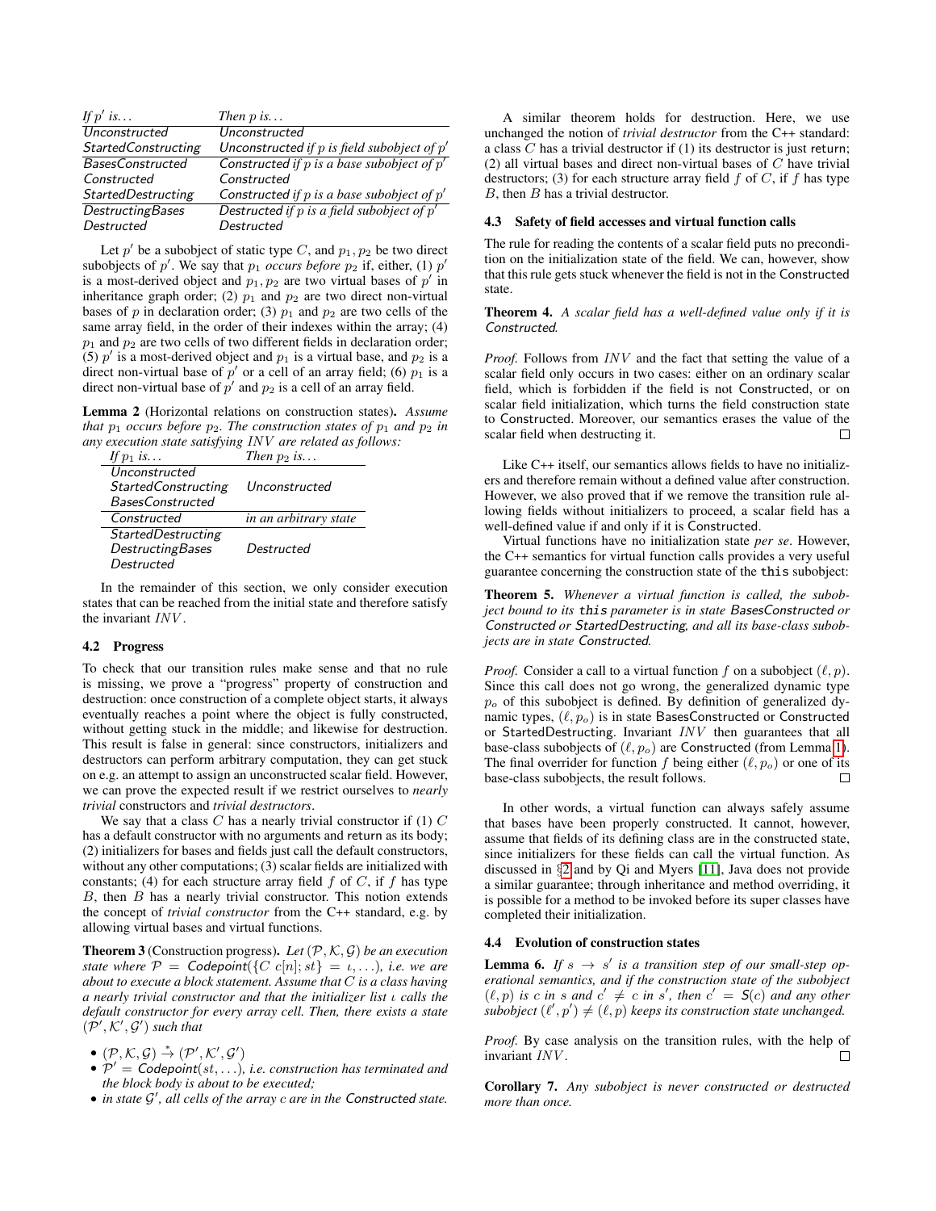| If $p'$ is... | Then $p$ is... |
|---|---|
| Unconstructed | Unconstructed |
| StartedConstructing | Unconstructed if $p$ is field subobject of $p'$ |
| BasesConstructed | Constructed if $p$ is a base subobject of $p'$ |
| Constructed | Constructed |
| StartedDestructing | Constructed if $p$ is a base subobject of $p'$ |
| DestructingBases | Destructed if $p$ is a field subobject of $p'$ |
| Destructed | Destructed |

Let $p'$ be a subobject of static type $C$, and $p_1, p_2$ be two direct subobjects of $p'$. We say that $p_1$ *occurs before* $p_2$ if, either, (1) $p'$ is a most-derived object and $p_1, p_2$ are two virtual bases of $p'$ in inheritance graph order; (2) $p_1$ and $p_2$ are two direct non-virtual bases of $p$ in declaration order; (3) $p_1$ and $p_2$ are two cells of the same array field, in the order of their indexes within the array; (4) $p_1$ and $p_2$ are two cells of two different fields in declaration order; (5) $p'$ is a most-derived object and $p_1$ is a virtual base, and $p_2$ is a direct non-virtual base of $p'$ or a cell of an array field; (6) $p_1$ is a direct non-virtual base of $p'$ and $p_2$ is a cell of an array field.

**Lemma 2** (Horizontal relations on construction states)**.** *Assume that $p_1$ occurs before $p_2$. The construction states of $p_1$ and $p_2$ in any execution state satisfying $INV$ are related as follows:*

| If $p_1$ is... | Then $p_2$ is... |
|---|---|
| Unconstructed<br>StartedConstructing<br>BasesConstructed | Unconstructed |
| Constructed | *in an arbitrary state* |
| StartedDestructing<br>DestructingBases<br>Destructed | Destructed |

In the remainder of this section, we only consider execution states that can be reached from the initial state and therefore satisfy the invariant $INV$.

### 4.2 Progress

To check that our transition rules make sense and that no rule is missing, we prove a "progress" property of construction and destruction: once construction of a complete object starts, it always eventually reaches a point where the object is fully constructed, without getting stuck in the middle; and likewise for destruction. This result is false in general: since constructors, initializers and destructors can perform arbitrary computation, they can get stuck on e.g. an attempt to assign an unconstructed scalar field. However, we can prove the expected result if we restrict ourselves to *nearly trivial* constructors and *trivial destructors*.

We say that a class $C$ has a nearly trivial constructor if (1) $C$ has a default constructor with no arguments and return as its body; (2) initializers for bases and fields just call the default constructors, without any other computations; (3) scalar fields are initialized with constants; (4) for each structure array field $f$ of $C$, if $f$ has type $B$, then $B$ has a nearly trivial constructor. This notion extends the concept of *trivial constructor* from the C++ standard, e.g. by allowing virtual bases and virtual functions.

**Theorem 3** (Construction progress)**.** *Let $(\mathcal{P}, \mathcal{K}, \mathcal{G})$ be an execution state where $\mathcal{P} = \mathsf{Codepoint}(\{C\ c[n]; st\} = \iota, \ldots)$, i.e. we are about to execute a block statement. Assume that $C$ is a class having a nearly trivial constructor and that the initializer list $\iota$ calls the default constructor for every array cell. Then, there exists a state $(\mathcal{P}', \mathcal{K}', \mathcal{G}')$ such that*

- $(\mathcal{P}, \mathcal{K}, \mathcal{G}) \stackrel{*}{\to} (\mathcal{P}', \mathcal{K}', \mathcal{G}')$
- *$\mathcal{P}' = \mathsf{Codepoint}(st, \ldots)$, i.e. construction has terminated and the block body is about to be executed;*
- *in state $\mathcal{G}'$, all cells of the array $c$ are in the Constructed state.*

A similar theorem holds for destruction. Here, we use unchanged the notion of *trivial destructor* from the C++ standard: a class $C$ has a trivial destructor if (1) its destructor is just return; (2) all virtual bases and direct non-virtual bases of $C$ have trivial destructors; (3) for each structure array field $f$ of $C$, if $f$ has type $B$, then $B$ has a trivial destructor.

### 4.3 Safety of field accesses and virtual function calls

The rule for reading the contents of a scalar field puts no precondition on the initialization state of the field. We can, however, show that this rule gets stuck whenever the field is not in the Constructed state.

**Theorem 4.** *A scalar field has a well-defined value only if it is Constructed.*

*Proof.* Follows from $INV$ and the fact that setting the value of a scalar field only occurs in two cases: either on an ordinary scalar field, which is forbidden if the field is not Constructed, or on scalar field initialization, which turns the field construction state to Constructed. Moreover, our semantics erases the value of the scalar field when destructing it. □

Like C++ itself, our semantics allows fields to have no initializers and therefore remain without a defined value after construction. However, we also proved that if we remove the transition rule allowing fields without initializers to proceed, a scalar field has a well-defined value if and only if it is Constructed.

Virtual functions have no initialization state *per se*. However, the C++ semantics for virtual function calls provides a very useful guarantee concerning the construction state of the this subobject:

**Theorem 5.** *Whenever a virtual function is called, the subobject bound to its this parameter is in state BasesConstructed or Constructed or StartedDestructing, and all its base-class subobjects are in state Constructed.*

*Proof.* Consider a call to a virtual function $f$ on a subobject $(\ell, p)$. Since this call does not go wrong, the generalized dynamic type $p_o$ of this subobject is defined. By definition of generalized dynamic types, $(\ell, p_o)$ is in state BasesConstructed or Constructed or StartedDestructing. Invariant $INV$ then guarantees that all base-class subobjects of $(\ell, p_o)$ are Constructed (from Lemma 1). The final overrider for function $f$ being either $(\ell, p_o)$ or one of its base-class subobjects, the result follows. □

In other words, a virtual function can always safely assume that bases have been properly constructed. It cannot, however, assume that fields of its defining class are in the constructed state, since initializers for these fields can call the virtual function. As discussed in §2 and by Qi and Myers [11], Java does not provide a similar guarantee; through inheritance and method overriding, it is possible for a method to be invoked before its super classes have completed their initialization.

### 4.4 Evolution of construction states

**Lemma 6.** *If $s \to s'$ is a transition step of our small-step operational semantics, and if the construction state of the subobject $(\ell, p)$ is $c$ in $s$ and $c' \neq c$ in $s'$, then $c' = \mathsf{S}(c)$ and any other subobject $(\ell', p') \neq (\ell, p)$ keeps its construction state unchanged.*

*Proof.* By case analysis on the transition rules, with the help of invariant $INV$. □

**Corollary 7.** *Any subobject is never constructed or destructed more than once.*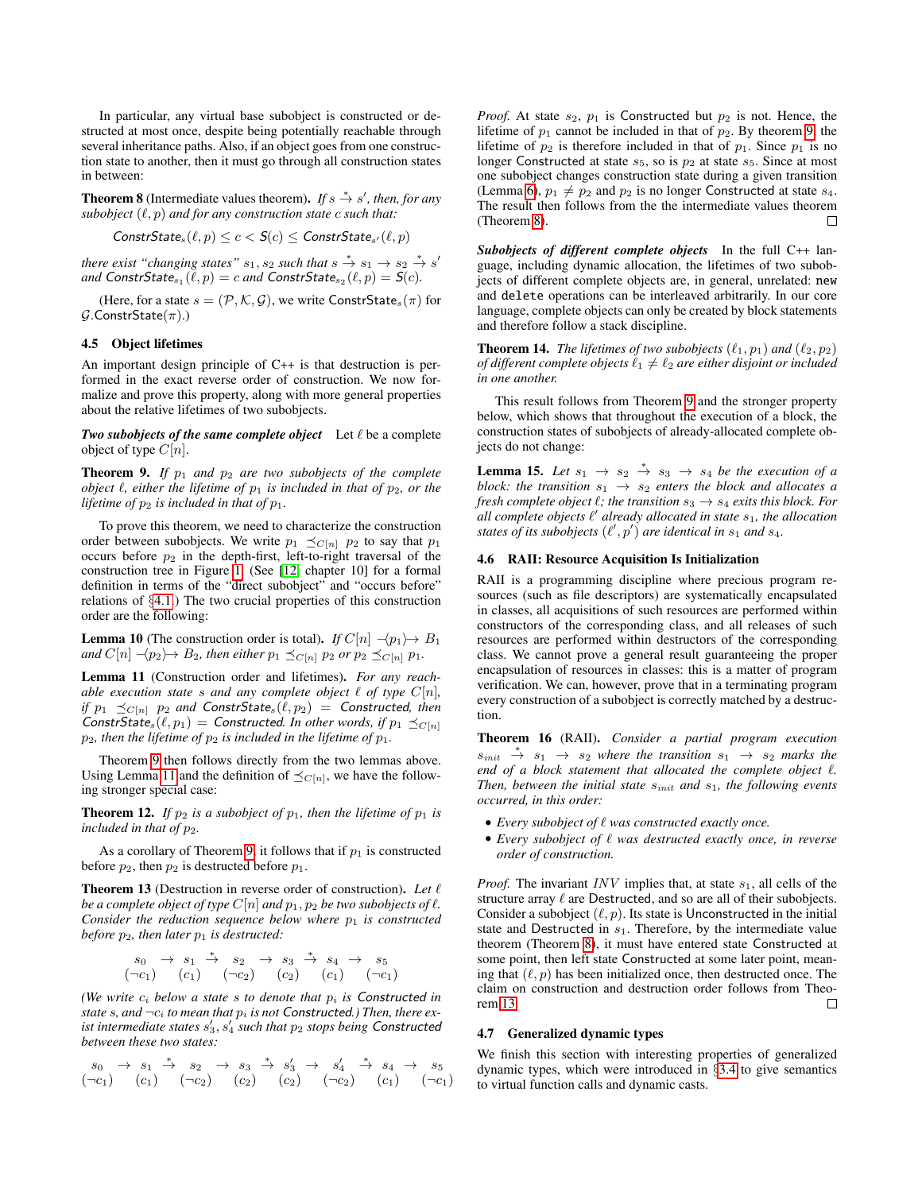In particular, any virtual base subobject is constructed or destructed at most once, despite being potentially reachable through several inheritance paths. Also, if an object goes from one construction state to another, then it must go through all construction states in between:

**Theorem 8** (Intermediate values theorem). *If $s \xrightarrow{*} s'$, then, for any subobject $(\ell, p)$ and for any construction state $c$ such that:*

$$\mathsf{ConstrState}_s(\ell, p) \le c < \mathsf{S}(c) \le \mathsf{ConstrState}_{s'}(\ell, p)$$

*there exist "changing states" $s_1, s_2$ such that $s \xrightarrow{*} s_1 \rightarrow s_2 \xrightarrow{*} s'$ and $\mathsf{ConstrState}_{s_1}(\ell, p) = c$ and $\mathsf{ConstrState}_{s_2}(\ell, p) = \mathsf{S}(c)$.*

(Here, for a state $s = (\mathcal{P}, \mathcal{K}, \mathcal{G})$, we write $\mathsf{ConstrState}_s(\pi)$ for $\mathcal{G}.\mathsf{ConstrState}(\pi)$.)

### 4.5 Object lifetimes

An important design principle of C++ is that destruction is performed in the exact reverse order of construction. We now formalize and prove this property, along with more general properties about the relative lifetimes of two subobjects.

***Two subobjects of the same complete object*** Let $\ell$ be a complete object of type $C[n]$.

**Theorem 9.** *If $p_1$ and $p_2$ are two subobjects of the complete object $\ell$, either the lifetime of $p_1$ is included in that of $p_2$, or the lifetime of $p_2$ is included in that of $p_1$.*

To prove this theorem, we need to characterize the construction order between subobjects. We write $p_1 \preceq_{C[n]} p_2$ to say that $p_1$ occurs before $p_2$ in the depth-first, left-to-right traversal of the construction tree in Figure 1. (See [12, chapter 10] for a formal definition in terms of the "direct subobject" and "occurs before" relations of §4.1.) The two crucial properties of this construction order are the following:

**Lemma 10** (The construction order is total). *If $C[n] \prec\!\langle p_1 \rangle\!\succ B_1$ and $C[n] \prec\!\langle p_2 \rangle\!\succ B_2$, then either $p_1 \preceq_{C[n]} p_2$ or $p_2 \preceq_{C[n]} p_1$.*

**Lemma 11** (Construction order and lifetimes). *For any reachable execution state $s$ and any complete object $\ell$ of type $C[n]$, if $p_1 \preceq_{C[n]} p_2$ and $\mathsf{ConstrState}_s(\ell, p_2) = \mathsf{Constructed}$, then $\mathsf{ConstrState}_s(\ell, p_1) = \mathsf{Constructed}$. In other words, if $p_1 \preceq_{C[n]} p_2$, then the lifetime of $p_2$ is included in the lifetime of $p_1$.*

Theorem 9 then follows directly from the two lemmas above. Using Lemma 11 and the definition of $\preceq_{C[n]}$, we have the following stronger special case:

**Theorem 12.** *If $p_2$ is a subobject of $p_1$, then the lifetime of $p_1$ is included in that of $p_2$.*

As a corollary of Theorem 9, it follows that if $p_1$ is constructed before $p_2$, then $p_2$ is destructed before $p_1$.

**Theorem 13** (Destruction in reverse order of construction). *Let $\ell$ be a complete object of type $C[n]$ and $p_1, p_2$ be two subobjects of $\ell$. Consider the reduction sequence below where $p_1$ is constructed before $p_2$, then later $p_1$ is destructed:*

$$\begin{array}{ccccccccccc} s_0 & \rightarrow & s_1 & \xrightarrow{*} & s_2 & \rightarrow & s_3 & \xrightarrow{*} & s_4 & \rightarrow & s_5 \\ (\neg c_1) & & (c_1) & & (\neg c_2) & & (c_2) & & (c_1) & & (\neg c_1) \end{array}$$

*(We write $c_i$ below a state $s$ to denote that $p_i$ is Constructed in state $s$, and $\neg c_i$ to mean that $p_i$ is not Constructed.) Then, there exist intermediate states $s'_3, s'_4$ such that $p_2$ stops being Constructed between these two states:*

$$\begin{array}{ccccccccccccccc} s_0 & \rightarrow & s_1 & \xrightarrow{*} & s_2 & \rightarrow & s_3 & \xrightarrow{*} & s'_3 & \rightarrow & s'_4 & \xrightarrow{*} & s_4 & \rightarrow & s_5 \\ (\neg c_1) & & (c_1) & & (\neg c_2) & & (c_2) & & (c_2) & & (\neg c_2) & & (c_1) & & (\neg c_1) \end{array}$$

*Proof.* At state $s_2$, $p_1$ is Constructed but $p_2$ is not. Hence, the lifetime of $p_1$ cannot be included in that of $p_2$. By theorem 9, the lifetime of $p_2$ is therefore included in that of $p_1$. Since $p_1$ is no longer Constructed at state $s_5$, so is $p_2$ at state $s_5$. Since at most one subobject changes construction state during a given transition (Lemma 6), $p_1 \neq p_2$ and $p_2$ is no longer Constructed at state $s_4$. The result then follows from the the intermediate values theorem (Theorem 8). □

***Subobjects of different complete objects*** In the full C++ language, including dynamic allocation, the lifetimes of two subobjects of different complete objects are, in general, unrelated: `new` and `delete` operations can be interleaved arbitrarily. In our core language, complete objects can only be created by block statements and therefore follow a stack discipline.

**Theorem 14.** *The lifetimes of two subobjects $(\ell_1, p_1)$ and $(\ell_2, p_2)$ of different complete objects $\ell_1 \neq \ell_2$ are either disjoint or included in one another.*

This result follows from Theorem 9 and the stronger property below, which shows that throughout the execution of a block, the construction states of subobjects of already-allocated complete objects do not change:

**Lemma 15.** *Let $s_1 \rightarrow s_2 \xrightarrow{*} s_3 \rightarrow s_4$ be the execution of a block: the transition $s_1 \rightarrow s_2$ enters the block and allocates a fresh complete object $\ell$; the transition $s_3 \rightarrow s_4$ exits this block. For all complete objects $\ell'$ already allocated in state $s_1$, the allocation states of its subobjects $(\ell', p')$ are identical in $s_1$ and $s_4$.*

### 4.6 RAII: Resource Acquisition Is Initialization

RAII is a programming discipline where precious program resources (such as file descriptors) are systematically encapsulated in classes, all acquisitions of such resources are performed within constructors of the corresponding class, and all releases of such resources are performed within destructors of the corresponding class. We cannot prove a general result guaranteeing the proper encapsulation of resources in classes: this is a matter of program verification. We can, however, prove that in a terminating program every construction of a subobject is correctly matched by a destruction.

**Theorem 16** (RAII). *Consider a partial program execution $s_{init} \xrightarrow{*} s_1 \rightarrow s_2$ where the transition $s_1 \rightarrow s_2$ marks the end of a block statement that allocated the complete object $\ell$. Then, between the initial state $s_{init}$ and $s_1$, the following events occurred, in this order:*

- *Every subobject of $\ell$ was constructed exactly once.*
- *Every subobject of $\ell$ was destructed exactly once, in reverse order of construction.*

*Proof.* The invariant $INV$ implies that, at state $s_1$, all cells of the structure array $\ell$ are Destructed, and so are all of their subobjects. Consider a subobject $(\ell, p)$. Its state is Unconstructed in the initial state and Destructed in $s_1$. Therefore, by the intermediate value theorem (Theorem 8), it must have entered state Constructed at some point, then left state Constructed at some later point, meaning that $(\ell, p)$ has been initialized once, then destructed once. The claim on construction and destruction order follows from Theorem 13. □

### 4.7 Generalized dynamic types

We finish this section with interesting properties of generalized dynamic types, which were introduced in §3.4 to give semantics to virtual function calls and dynamic casts.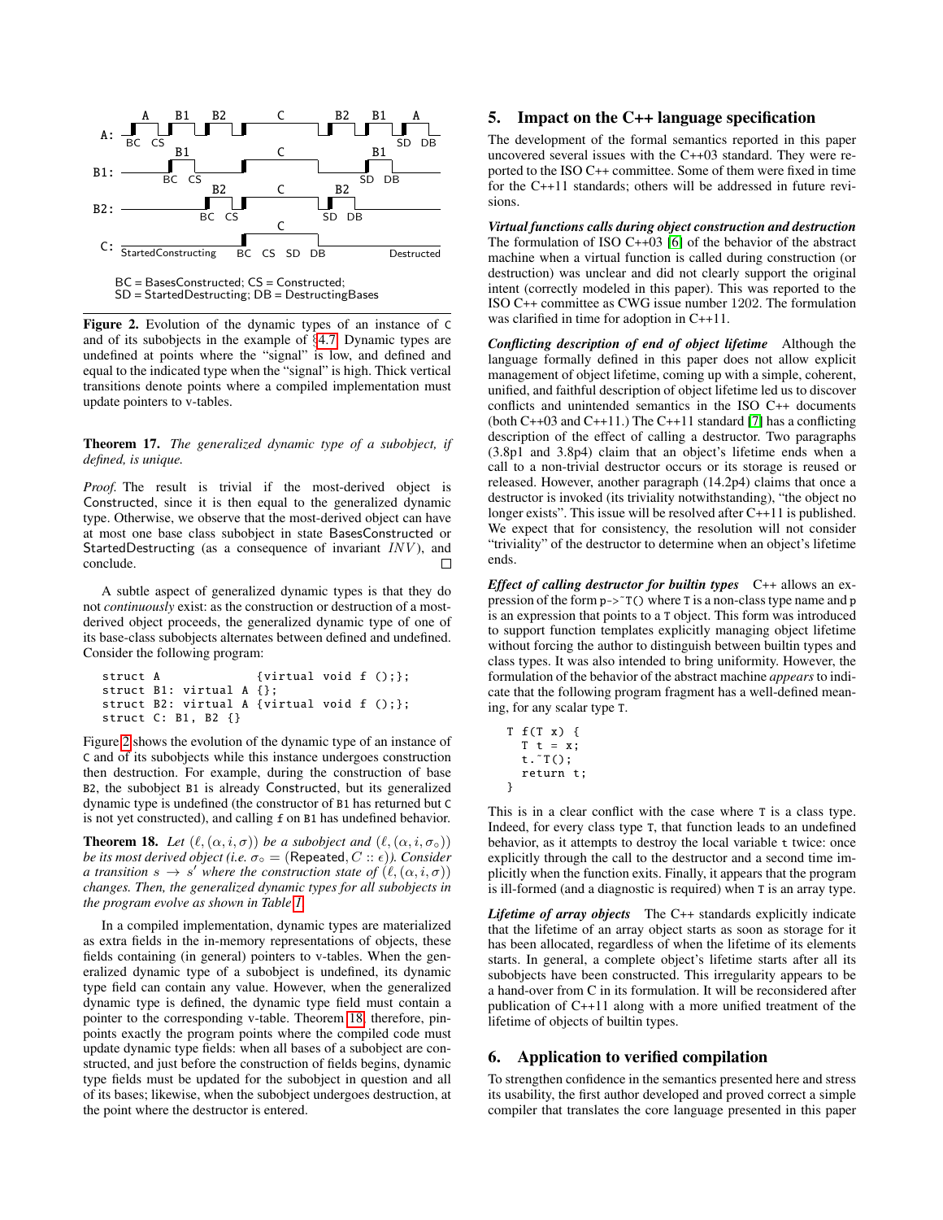Figure 2. Evolution of the dynamic types of an instance of C and of its subobjects in the example of §4.7. Dynamic types are undefined at points where the "signal" is low, and defined and equal to the indicated type when the "signal" is high. Thick vertical transitions denote points where a compiled implementation must update pointers to v-tables.

**Theorem 17.** *The generalized dynamic type of a subobject, if defined, is unique.*

*Proof.* The result is trivial if the most-derived object is Constructed, since it is then equal to the generalized dynamic type. Otherwise, we observe that the most-derived object can have at most one base class subobject in state BasesConstructed or StartedDestructing (as a consequence of invariant $INV$), and conclude. □

A subtle aspect of generalized dynamic types is that they do not *continuously* exist: as the construction or destruction of a most-derived object proceeds, the generalized dynamic type of one of its base-class subobjects alternates between defined and undefined. Consider the following program:

```
struct A              {virtual void f ();};
struct B1: virtual A {};
struct B2: virtual A {virtual void f ();};
struct C: B1, B2 {}
```

Figure 2 shows the evolution of the dynamic type of an instance of C and of its subobjects while this instance undergoes construction then destruction. For example, during the construction of base B2, the subobject B1 is already Constructed, but its generalized dynamic type is undefined (the constructor of B1 has returned but C is not yet constructed), and calling f on B1 has undefined behavior.

**Theorem 18.** *Let $(\ell, (\alpha, i, \sigma))$ be a subobject and $(\ell, (\alpha, i, \sigma_\circ))$ be its most derived object (i.e. $\sigma_\circ = (\mathsf{Repeated}, C :: \epsilon)$). Consider a transition $s \to s'$ where the construction state of $(\ell, (\alpha, i, \sigma))$ changes. Then, the generalized dynamic types for all subobjects in the program evolve as shown in Table 1.*

In a compiled implementation, dynamic types are materialized as extra fields in the in-memory representations of objects, these fields containing (in general) pointers to v-tables. When the generalized dynamic type of a subobject is undefined, its dynamic type field can contain any value. However, when the generalized dynamic type is defined, the dynamic type field must contain a pointer to the corresponding v-table. Theorem 18, therefore, pinpoints exactly the program points where the compiled code must update dynamic type fields: when all bases of a subobject are constructed, and just before the construction of fields begins, dynamic type fields must be updated for the subobject in question and all of its bases; likewise, when the subobject undergoes destruction, at the point where the destructor is entered.

## 5. Impact on the C++ language specification

The development of the formal semantics reported in this paper uncovered several issues with the C++03 standard. They were reported to the ISO C++ committee. Some of them were fixed in time for the C++11 standards; others will be addressed in future revisions.

***Virtual functions calls during object construction and destruction*** The formulation of ISO C++03 [6] of the behavior of the abstract machine when a virtual function is called during construction (or destruction) was unclear and did not clearly support the original intent (correctly modeled in this paper). This was reported to the ISO C++ committee as CWG issue number 1202. The formulation was clarified in time for adoption in C++11.

***Conflicting description of end of object lifetime*** Although the language formally defined in this paper does not allow explicit management of object lifetime, coming up with a simple, coherent, unified, and faithful description of object lifetime led us to discover conflicts and unintended semantics in the ISO C++ documents (both C++03 and C++11.) The C++11 standard [7] has a conflicting description of the effect of calling a destructor. Two paragraphs (3.8p1 and 3.8p4) claim that an object's lifetime ends when a call to a non-trivial destructor occurs or its storage is reused or released. However, another paragraph (14.2p4) claims that once a destructor is invoked (its triviality notwithstanding), "the object no longer exists". This issue will be resolved after C++11 is published. We expect that for consistency, the resolution will not consider "triviality" of the destructor to determine when an object's lifetime ends.

***Effect of calling destructor for builtin types*** C++ allows an expression of the form `p->~T()` where `T` is a non-class type name and `p` is an expression that points to a `T` object. This form was introduced to support function templates explicitly managing object lifetime without forcing the author to distinguish between builtin types and class types. It was also intended to bring uniformity. However, the formulation of the behavior of the abstract machine *appears* to indicate that the following program fragment has a well-defined meaning, for any scalar type `T`.

```
T f(T x) {
  T t = x;
  t.~T();
  return t;
}
```

This is in a clear conflict with the case where `T` is a class type. Indeed, for every class type `T`, that function leads to an undefined behavior, as it attempts to destroy the local variable `t` twice: once explicitly through the call to the destructor and a second time implicitly when the function exits. Finally, it appears that the program is ill-formed (and a diagnostic is required) when `T` is an array type.

***Lifetime of array objects*** The C++ standards explicitly indicate that the lifetime of an array object starts as soon as storage for it has been allocated, regardless of when the lifetime of its elements starts. In general, a complete object's lifetime starts after all its subobjects have been constructed. This irregularity appears to be a hand-over from C in its formulation. It will be reconsidered after publication of C++11 along with a more unified treatment of the lifetime of objects of builtin types.

## 6. Application to verified compilation

To strengthen confidence in the semantics presented here and stress its usability, the first author developed and proved correct a simple compiler that translates the core language presented in this paper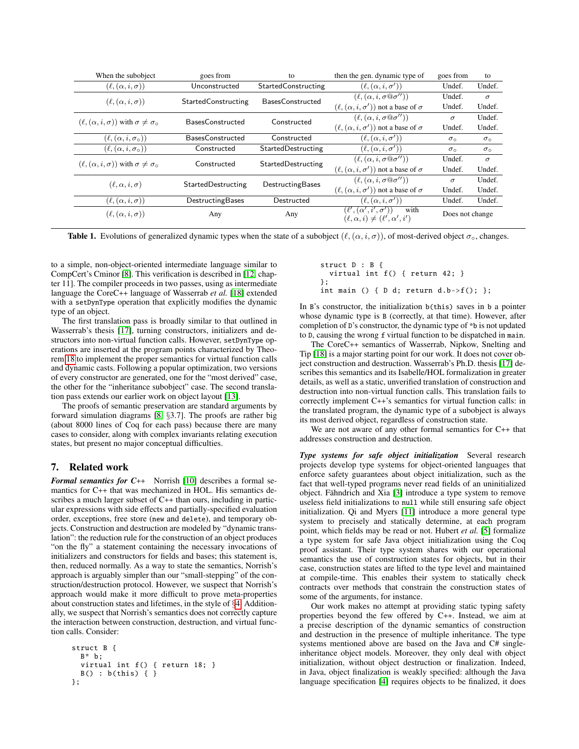| When the subobject | goes from | to | then the gen. dynamic type of | goes from | to |
|---|---|---|---|---|---|
| $(\ell, (\alpha, i, \sigma))$ | Unconstructed | StartedConstructing | $(\ell, (\alpha, i, \sigma'))$ | Undef. | Undef. |
| $(\ell, (\alpha, i, \sigma))$ | StartedConstructing | BasesConstructed | $(\ell, (\alpha, i, \sigma @ \sigma''))$ | Undef. | $\sigma$ |
| | | | $(\ell, (\alpha, i, \sigma'))$ not a base of $\sigma$ | Undef. | Undef. |
| $(\ell, (\alpha, i, \sigma))$ with $\sigma \neq \sigma_\circ$ | BasesConstructed | Constructed | $(\ell, (\alpha, i, \sigma @ \sigma''))$ | $\sigma$ | Undef. |
| | | | $(\ell, (\alpha, i, \sigma'))$ not a base of $\sigma$ | Undef. | Undef. |
| $(\ell, (\alpha, i, \sigma_\circ))$ | BasesConstructed | Constructed | $(\ell, (\alpha, i, \sigma'))$ | $\sigma_\circ$ | $\sigma_\circ$ |
| $(\ell, (\alpha, i, \sigma_\circ))$ | Constructed | StartedDestructing | $(\ell, (\alpha, i, \sigma'))$ | $\sigma_\circ$ | $\sigma_\circ$ |
| $(\ell, (\alpha, i, \sigma))$ with $\sigma \neq \sigma_\circ$ | Constructed | StartedDestructing | $(\ell, (\alpha, i, \sigma @ \sigma''))$ | Undef. | $\sigma$ |
| | | | $(\ell, (\alpha, i, \sigma'))$ not a base of $\sigma$ | Undef. | Undef. |
| $(\ell, \alpha, i, \sigma)$ | StartedDestructing | DestructingBases | $(\ell, (\alpha, i, \sigma @ \sigma''))$ | $\sigma$ | Undef. |
| | | | $(\ell, (\alpha, i, \sigma'))$ not a base of $\sigma$ | Undef. | Undef. |
| $(\ell, (\alpha, i, \sigma))$ | DestructingBases | Destructed | $(\ell, (\alpha, i, \sigma'))$ | Undef. | Undef. |
| $(\ell, (\alpha, i, \sigma))$ | Any | Any | $(\ell', (\alpha', i', \sigma'))$ with $(\ell, \alpha, i) \neq (\ell', \alpha', i')$ | Does not change | |

**Table 1.** Evolutions of generalized dynamic types when the state of a subobject $(\ell, (\alpha, i, \sigma))$, of most-derived object $\sigma_\circ$, changes.

to a simple, non-object-oriented intermediate language similar to CompCert's Cminor [8]. This verification is described in [12, chapter 11]. The compiler proceeds in two passes, using as intermediate language the CoreC++ language of Wasserrab *et al.* [18] extended with a `setDynType` operation that explicitly modifies the dynamic type of an object.

The first translation pass is broadly similar to that outlined in Wasserrab's thesis [17], turning constructors, initializers and destructors into non-virtual function calls. However, `setDynType` operations are inserted at the program points characterized by Theorem 18 to implement the proper semantics for virtual function calls and dynamic casts. Following a popular optimization, two versions of every constructor are generated, one for the "most derived" case, the other for the "inheritance subobject" case. The second translation pass extends our earlier work on object layout [13].

The proofs of semantic preservation are standard arguments by forward simulation diagrams [8, §3.7]. The proofs are rather big (about 8000 lines of Coq for each pass) because there are many cases to consider, along with complex invariants relating execution states, but present no major conceptual difficulties.

## 7. Related work

***Formal semantics for C++*** Norrish [10] describes a formal semantics for C++ that was mechanized in HOL. His semantics describes a much larger subset of C++ than ours, including in particular expressions with side effects and partially-specified evaluation order, exceptions, free store (`new` and `delete`), and temporary objects. Construction and destruction are modeled by "dynamic translation": the reduction rule for the construction of an object produces "on the fly" a statement containing the necessary invocations of initializers and constructors for fields and bases; this statement is, then, reduced normally. As a way to state the semantics, Norrish's approach is arguably simpler than our "small-stepping" of the construction/destruction protocol. However, we suspect that Norrish's approach would make it more difficult to prove meta-properties about construction states and lifetimes, in the style of §4. Additionally, we suspect that Norrish's semantics does not correctly capture the interaction between construction, destruction, and virtual function calls. Consider:

```
struct B {
  B* b;
  virtual int f() { return 18; }
  B() : b(this) { }
};
```

```
struct D : B {
  virtual int f() { return 42; }
};
int main () { D d; return d.b->f(); };
```

In `B`'s constructor, the initialization `b(this)` saves in `b` a pointer whose dynamic type is `B` (correctly, at that time). However, after completion of `D`'s constructor, the dynamic type of `*b` is not updated to `D`, causing the wrong `f` virtual function to be dispatched in `main`.

The CoreC++ semantics of Wasserrab, Nipkow, Snelting and Tip [18] is a major starting point for our work. Wasserrab's Ph.D. thesis [17] describes this semantics and its Isabelle/HOL formalization in greater details, as well as a static, unverified translation of construction and destruction into non-virtual function calls. This translation fails to correctly implement C++'s semantics for virtual functions: in the translated program, the dynamic type of a subobject is always its most derived object, regardless of construction state.

We are not aware of any other formal semantics for C++ that addresses construction and destruction.

***Type systems for safe object initialization*** Several research projects develop type systems for object-oriented languages that enforce safety guarantees about object initialization, such as the fact that well-typed programs never read fields of an uninitialized object. Fähndrich and Xia [3] introduce a type system to remove useless field initializations to `null` while still ensuring safe object initialization. Qi and Myers [11] introduce a more general type system to precisely and statically determine, at each program point, which fields may be read or not. Hubert *et al.* [5] formalize a type system for safe Java object initialization using the Coq proof assistant. Their type system shares with our operational semantics the use of construction states for objects, but in their case, construction states are lifted to the type level and maintained at compile-time. This enables their system to statically check contracts over methods that constrain the construction states of some of the arguments, for instance.

Our work makes no attempt at providing static typing safety properties beyond the few offered by C++. Instead, we aim at a precise description of the dynamic semantics of construction and destruction in the presence of multiple inheritance. The type systems mentioned above are based on the Java and C# single-inheritance object models. Moreover, they only deal with object initialization, without object destruction or finalization. Indeed, in Java, object finalization is weakly specified: although the Java language specification [4] requires objects to be finalized, it does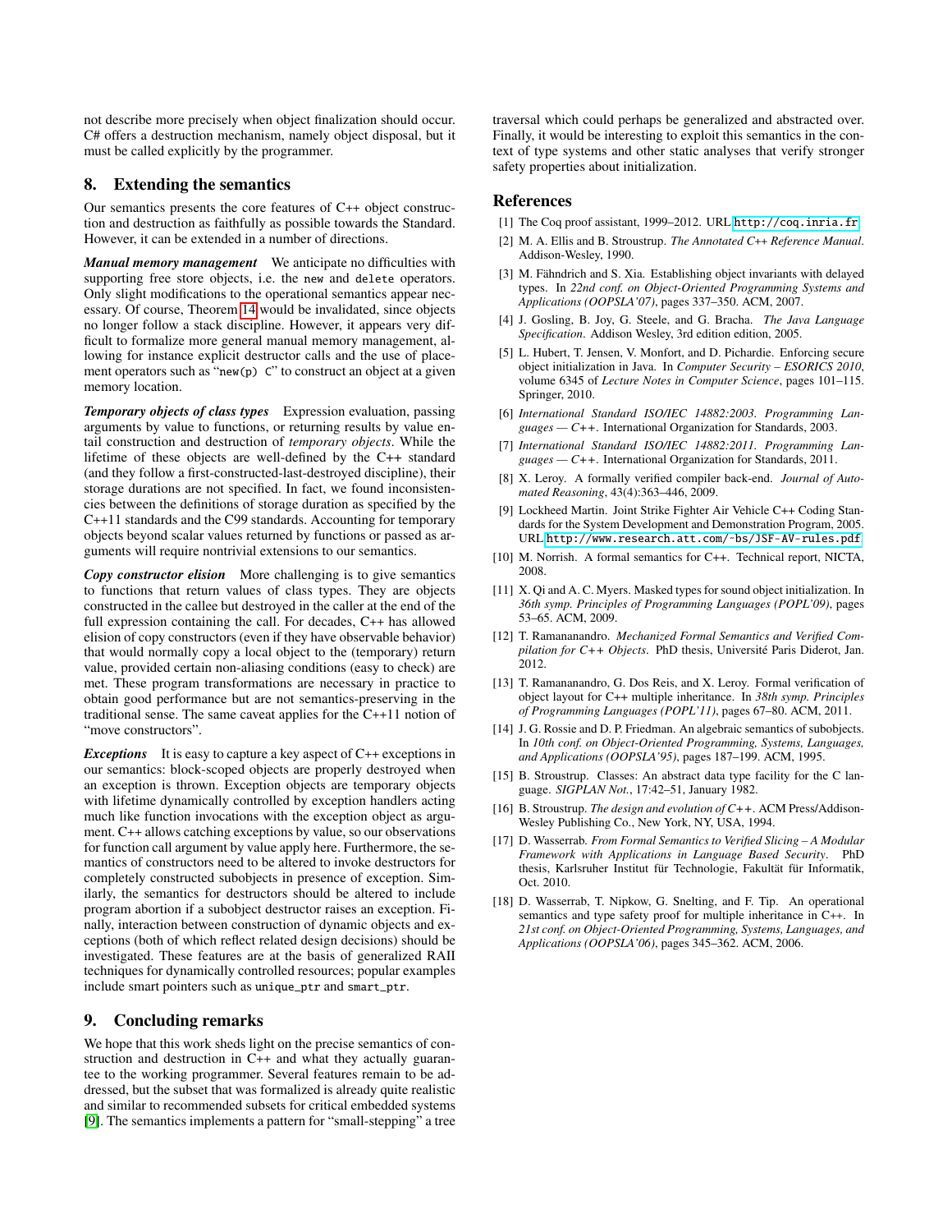not describe more precisely when object finalization should occur. C# offers a destruction mechanism, namely object disposal, but it must be called explicitly by the programmer.

## 8. Extending the semantics

Our semantics presents the core features of C++ object construction and destruction as faithfully as possible towards the Standard. However, it can be extended in a number of directions.

***Manual memory management*** We anticipate no difficulties with supporting free store objects, i.e. the `new` and `delete` operators. Only slight modifications to the operational semantics appear necessary. Of course, Theorem 14 would be invalidated, since objects no longer follow a stack discipline. However, it appears very difficult to formalize more general manual memory management, allowing for instance explicit destructor calls and the use of placement operators such as "`new(p) C`" to construct an object at a given memory location.

***Temporary objects of class types*** Expression evaluation, passing arguments by value to functions, or returning results by value entail construction and destruction of *temporary objects*. While the lifetime of these objects are well-defined by the C++ standard (and they follow a first-constructed-last-destroyed discipline), their storage durations are not specified. In fact, we found inconsistencies between the definitions of storage duration as specified by the C++11 standards and the C99 standards. Accounting for temporary objects beyond scalar values returned by functions or passed as arguments will require nontrivial extensions to our semantics.

***Copy constructor elision*** More challenging is to give semantics to functions that return values of class types. They are objects constructed in the callee but destroyed in the caller at the end of the full expression containing the call. For decades, C++ has allowed elision of copy constructors (even if they have observable behavior) that would normally copy a local object to the (temporary) return value, provided certain non-aliasing conditions (easy to check) are met. These program transformations are necessary in practice to obtain good performance but are not semantics-preserving in the traditional sense. The same caveat applies for the C++11 notion of "move constructors".

***Exceptions*** It is easy to capture a key aspect of C++ exceptions in our semantics: block-scoped objects are properly destroyed when an exception is thrown. Exception objects are temporary objects with lifetime dynamically controlled by exception handlers acting much like function invocations with the exception object as argument. C++ allows catching exceptions by value, so our observations for function call argument by value apply here. Furthermore, the semantics of constructors need to be altered to invoke destructors for completely constructed subobjects in presence of exception. Similarly, the semantics for destructors should be altered to include program abortion if a subobject destructor raises an exception. Finally, interaction between construction of dynamic objects and exceptions (both of which reflect related design decisions) should be investigated. These features are at the basis of generalized RAII techniques for dynamically controlled resources; popular examples include smart pointers such as `unique_ptr` and `smart_ptr`.

## 9. Concluding remarks

We hope that this work sheds light on the precise semantics of construction and destruction in C++ and what they actually guarantee to the working programmer. Several features remain to be addressed, but the subset that was formalized is already quite realistic and similar to recommended subsets for critical embedded systems [9]. The semantics implements a pattern for "small-stepping" a tree traversal which could perhaps be generalized and abstracted over. Finally, it would be interesting to exploit this semantics in the context of type systems and other static analyses that verify stronger safety properties about initialization.

## References

[1] The Coq proof assistant, 1999–2012. URL `http://coq.inria.fr`.

[2] M. A. Ellis and B. Stroustrup. *The Annotated C++ Reference Manual*. Addison-Wesley, 1990.

[3] M. Fähndrich and S. Xia. Establishing object invariants with delayed types. In *22nd conf. on Object-Oriented Programming Systems and Applications (OOPSLA'07)*, pages 337–350. ACM, 2007.

[4] J. Gosling, B. Joy, G. Steele, and G. Bracha. *The Java Language Specification*. Addison Wesley, 3rd edition edition, 2005.

[5] L. Hubert, T. Jensen, V. Monfort, and D. Pichardie. Enforcing secure object initialization in Java. In *Computer Security – ESORICS 2010*, volume 6345 of *Lecture Notes in Computer Science*, pages 101–115. Springer, 2010.

[6] *International Standard ISO/IEC 14882:2003. Programming Languages — C++*. International Organization for Standards, 2003.

[7] *International Standard ISO/IEC 14882:2011. Programming Languages — C++*. International Organization for Standards, 2011.

[8] X. Leroy. A formally verified compiler back-end. *Journal of Automated Reasoning*, 43(4):363–446, 2009.

[9] Lockheed Martin. Joint Strike Fighter Air Vehicle C++ Coding Standards for the System Development and Demonstration Program, 2005. URL `http://www.research.att.com/~bs/JSF-AV-rules.pdf`.

[10] M. Norrish. A formal semantics for C++. Technical report, NICTA, 2008.

[11] X. Qi and A. C. Myers. Masked types for sound object initialization. In *36th symp. Principles of Programming Languages (POPL'09)*, pages 53–65. ACM, 2009.

[12] T. Ramananandro. *Mechanized Formal Semantics and Verified Compilation for C++ Objects*. PhD thesis, Université Paris Diderot, Jan. 2012.

[13] T. Ramananandro, G. Dos Reis, and X. Leroy. Formal verification of object layout for C++ multiple inheritance. In *38th symp. Principles of Programming Languages (POPL'11)*, pages 67–80. ACM, 2011.

[14] J. G. Rossie and D. P. Friedman. An algebraic semantics of subobjects. In *10th conf. on Object-Oriented Programming, Systems, Languages, and Applications (OOPSLA'95)*, pages 187–199. ACM, 1995.

[15] B. Stroustrup. Classes: An abstract data type facility for the C language. *SIGPLAN Not.*, 17:42–51, January 1982.

[16] B. Stroustrup. *The design and evolution of C++*. ACM Press/Addison-Wesley Publishing Co., New York, NY, USA, 1994.

[17] D. Wasserrab. *From Formal Semantics to Verified Slicing – A Modular Framework with Applications in Language Based Security*. PhD thesis, Karlsruher Institut für Technologie, Fakultät für Informatik, Oct. 2010.

[18] D. Wasserrab, T. Nipkow, G. Snelting, and F. Tip. An operational semantics and type safety proof for multiple inheritance in C++. In *21st conf. on Object-Oriented Programming, Systems, Languages, and Applications (OOPSLA'06)*, pages 345–362. ACM, 2006.